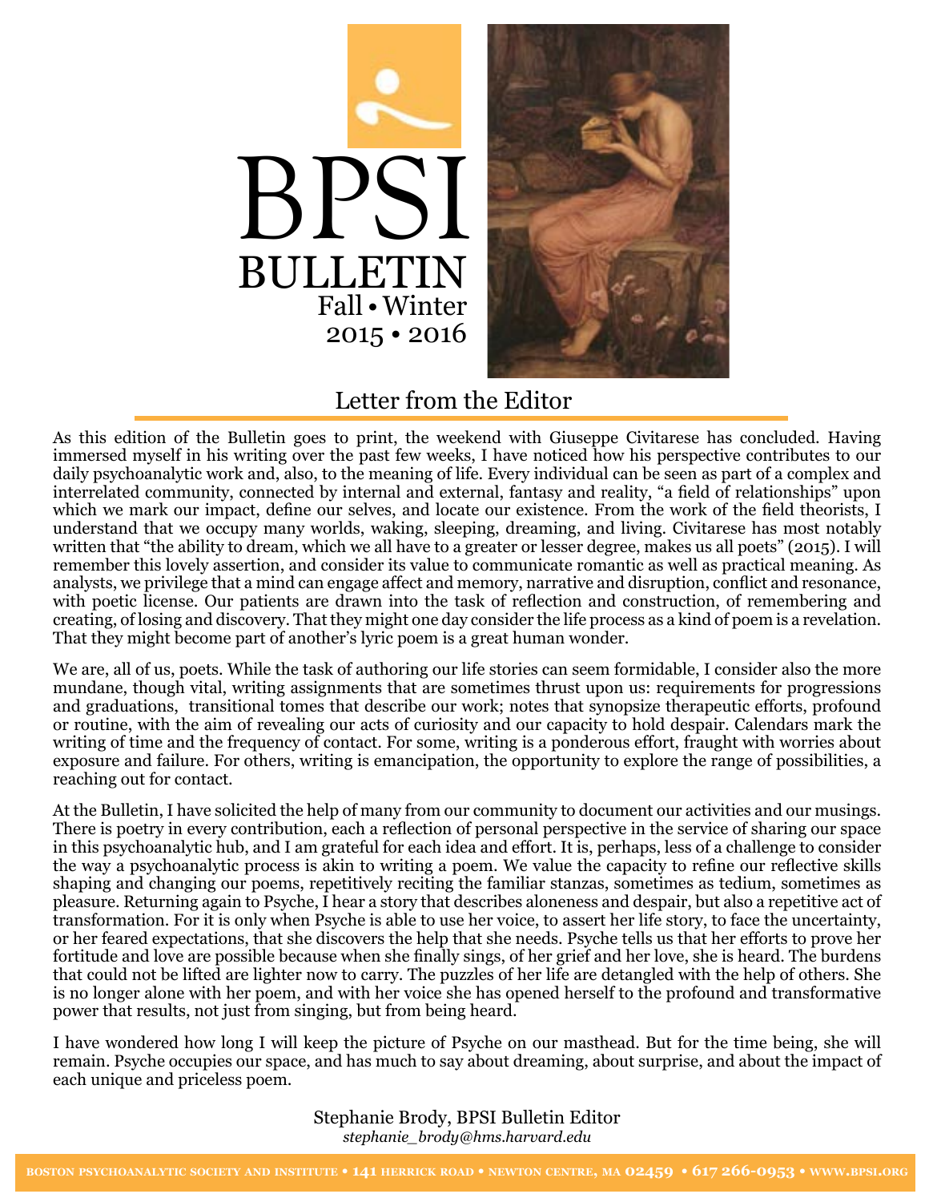# BPSI BULLETIN

Fall • Winter
2015 • 2016

## Letter from the Editor

As this edition of the Bulletin goes to print, the weekend with Giuseppe Civitarese has concluded. Having immersed myself in his writing over the past few weeks, I have noticed how his perspective contributes to our daily psychoanalytic work and, also, to the meaning of life. Every individual can be seen as part of a complex and interrelated community, connected by internal and external, fantasy and reality, "a field of relationships" upon which we mark our impact, define our selves, and locate our existence. From the work of the field theorists, I understand that we occupy many worlds, waking, sleeping, dreaming, and living. Civitarese has most notably written that "the ability to dream, which we all have to a greater or lesser degree, makes us all poets" (2015). I will remember this lovely assertion, and consider its value to communicate romantic as well as practical meaning. As analysts, we privilege that a mind can engage affect and memory, narrative and disruption, conflict and resonance, with poetic license. Our patients are drawn into the task of reflection and construction, of remembering and creating, of losing and discovery. That they might one day consider the life process as a kind of poem is a revelation. That they might become part of another's lyric poem is a great human wonder.

We are, all of us, poets. While the task of authoring our life stories can seem formidable, I consider also the more mundane, though vital, writing assignments that are sometimes thrust upon us: requirements for progressions and graduations, transitional tomes that describe our work; notes that synopsize therapeutic efforts, profound or routine, with the aim of revealing our acts of curiosity and our capacity to hold despair. Calendars mark the writing of time and the frequency of contact. For some, writing is a ponderous effort, fraught with worries about exposure and failure. For others, writing is emancipation, the opportunity to explore the range of possibilities, a reaching out for contact.

At the Bulletin, I have solicited the help of many from our community to document our activities and our musings. There is poetry in every contribution, each a reflection of personal perspective in the service of sharing our space in this psychoanalytic hub, and I am grateful for each idea and effort. It is, perhaps, less of a challenge to consider the way a psychoanalytic process is akin to writing a poem. We value the capacity to refine our reflective skills shaping and changing our poems, repetitively reciting the familiar stanzas, sometimes as tedium, sometimes as pleasure. Returning again to Psyche, I hear a story that describes aloneness and despair, but also a repetitive act of transformation. For it is only when Psyche is able to use her voice, to assert her life story, to face the uncertainty, or her feared expectations, that she discovers the help that she needs. Psyche tells us that her efforts to prove her fortitude and love are possible because when she finally sings, of her grief and her love, she is heard. The burdens that could not be lifted are lighter now to carry. The puzzles of her life are detangled with the help of others. She is no longer alone with her poem, and with her voice she has opened herself to the profound and transformative power that results, not just from singing, but from being heard.

I have wondered how long I will keep the picture of Psyche on our masthead. But for the time being, she will remain. Psyche occupies our space, and has much to say about dreaming, about surprise, and about the impact of each unique and priceless poem.

Stephanie Brody, BPSI Bulletin Editor
*stephanie_brody@hms.harvard.edu*

BOSTON PSYCHOANALYTIC SOCIETY AND INSTITUTE • 141 HERRICK ROAD • NEWTON CENTRE, MA 02459 • 617 266-0953 • WWW.BPSI.ORG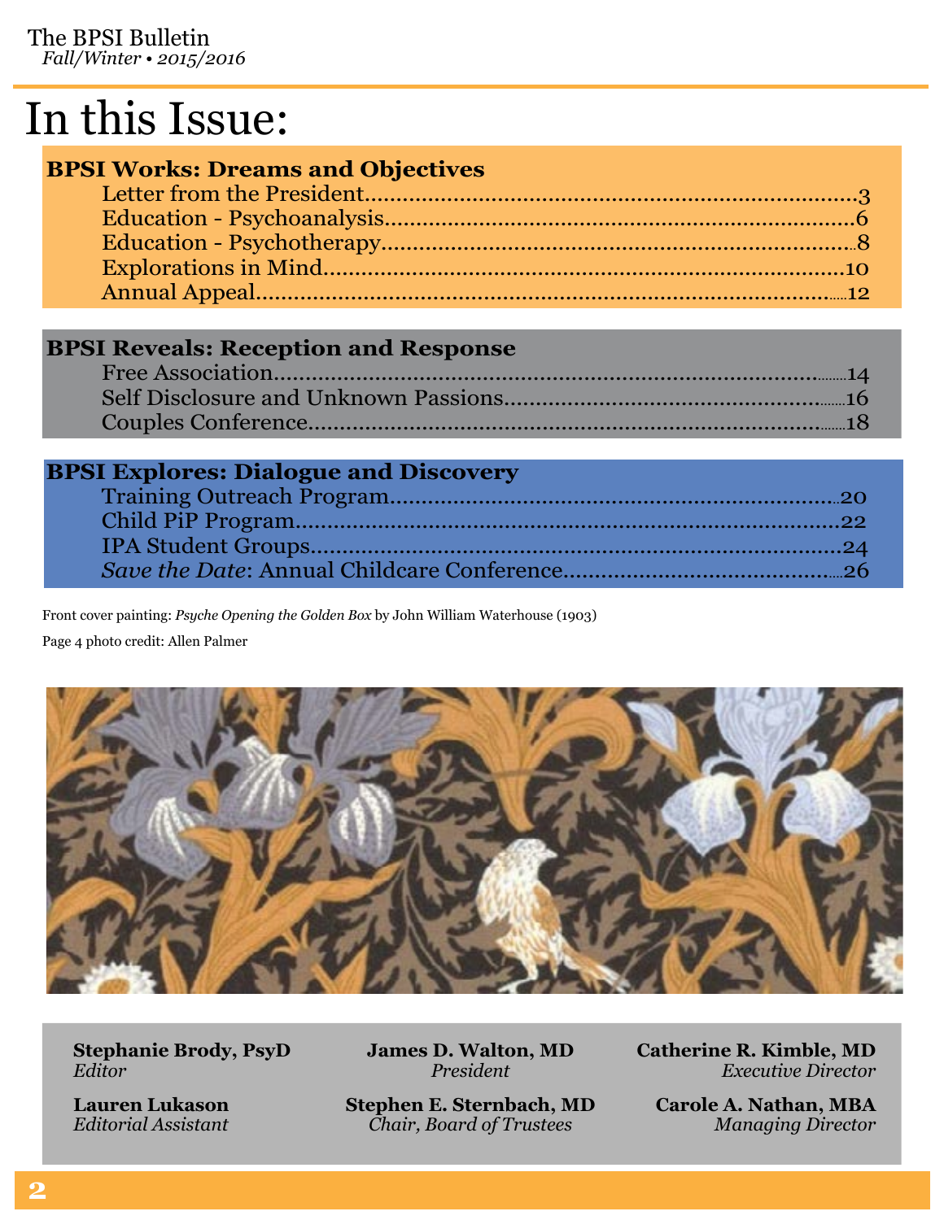# In this Issue:

**BPSI Works: Dreams and Objectives**

- Letter from the President....3
- Education - Psychoanalysis....6
- Education - Psychotherapy....8
- Explorations in Mind....10
- Annual Appeal....12

**BPSI Reveals: Reception and Response**

- Free Association....14
- Self Disclosure and Unknown Passions....16
- Couples Conference....18

**BPSI Explores: Dialogue and Discovery**

- Training Outreach Program....20
- Child PiP Program....22
- IPA Student Groups....24
- *Save the Date*: Annual Childcare Conference....26

Front cover painting: *Psyche Opening the Golden Box* by John William Waterhouse (1903)

Page 4 photo credit: Allen Palmer

**Stephanie Brody, PsyD**
*Editor*

**Lauren Lukason**
*Editorial Assistant*

**James D. Walton, MD**
*President*

**Stephen E. Sternbach, MD**
*Chair, Board of Trustees*

**Catherine R. Kimble, MD**
*Executive Director*

**Carole A. Nathan, MBA**
*Managing Director*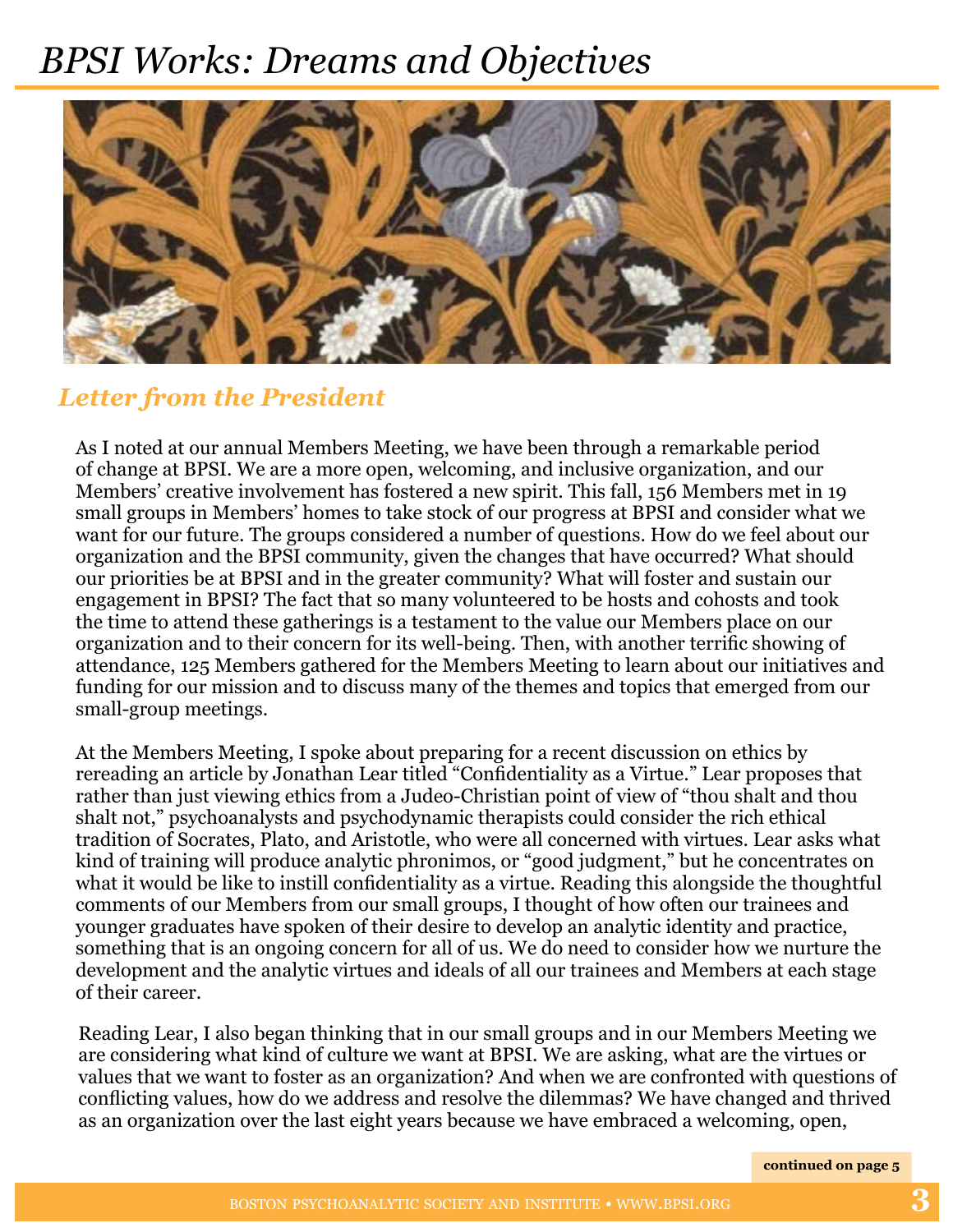# *BPSI Works: Dreams and Objectives*

## *Letter from the President*

As I noted at our annual Members Meeting, we have been through a remarkable period of change at BPSI. We are a more open, welcoming, and inclusive organization, and our Members' creative involvement has fostered a new spirit. This fall, 156 Members met in 19 small groups in Members' homes to take stock of our progress at BPSI and consider what we want for our future. The groups considered a number of questions. How do we feel about our organization and the BPSI community, given the changes that have occurred? What should our priorities be at BPSI and in the greater community? What will foster and sustain our engagement in BPSI? The fact that so many volunteered to be hosts and cohosts and took the time to attend these gatherings is a testament to the value our Members place on our organization and to their concern for its well-being. Then, with another terrific showing of attendance, 125 Members gathered for the Members Meeting to learn about our initiatives and funding for our mission and to discuss many of the themes and topics that emerged from our small-group meetings.

At the Members Meeting, I spoke about preparing for a recent discussion on ethics by rereading an article by Jonathan Lear titled "Confidentiality as a Virtue." Lear proposes that rather than just viewing ethics from a Judeo-Christian point of view of "thou shalt and thou shalt not," psychoanalysts and psychodynamic therapists could consider the rich ethical tradition of Socrates, Plato, and Aristotle, who were all concerned with virtues. Lear asks what kind of training will produce analytic phronimos, or "good judgment," but he concentrates on what it would be like to instill confidentiality as a virtue. Reading this alongside the thoughtful comments of our Members from our small groups, I thought of how often our trainees and younger graduates have spoken of their desire to develop an analytic identity and practice, something that is an ongoing concern for all of us. We do need to consider how we nurture the development and the analytic virtues and ideals of all our trainees and Members at each stage of their career.

Reading Lear, I also began thinking that in our small groups and in our Members Meeting we are considering what kind of culture we want at BPSI. We are asking, what are the virtues or values that we want to foster as an organization? And when we are confronted with questions of conflicting values, how do we address and resolve the dilemmas? We have changed and thrived as an organization over the last eight years because we have embraced a welcoming, open,

**continued on page 5**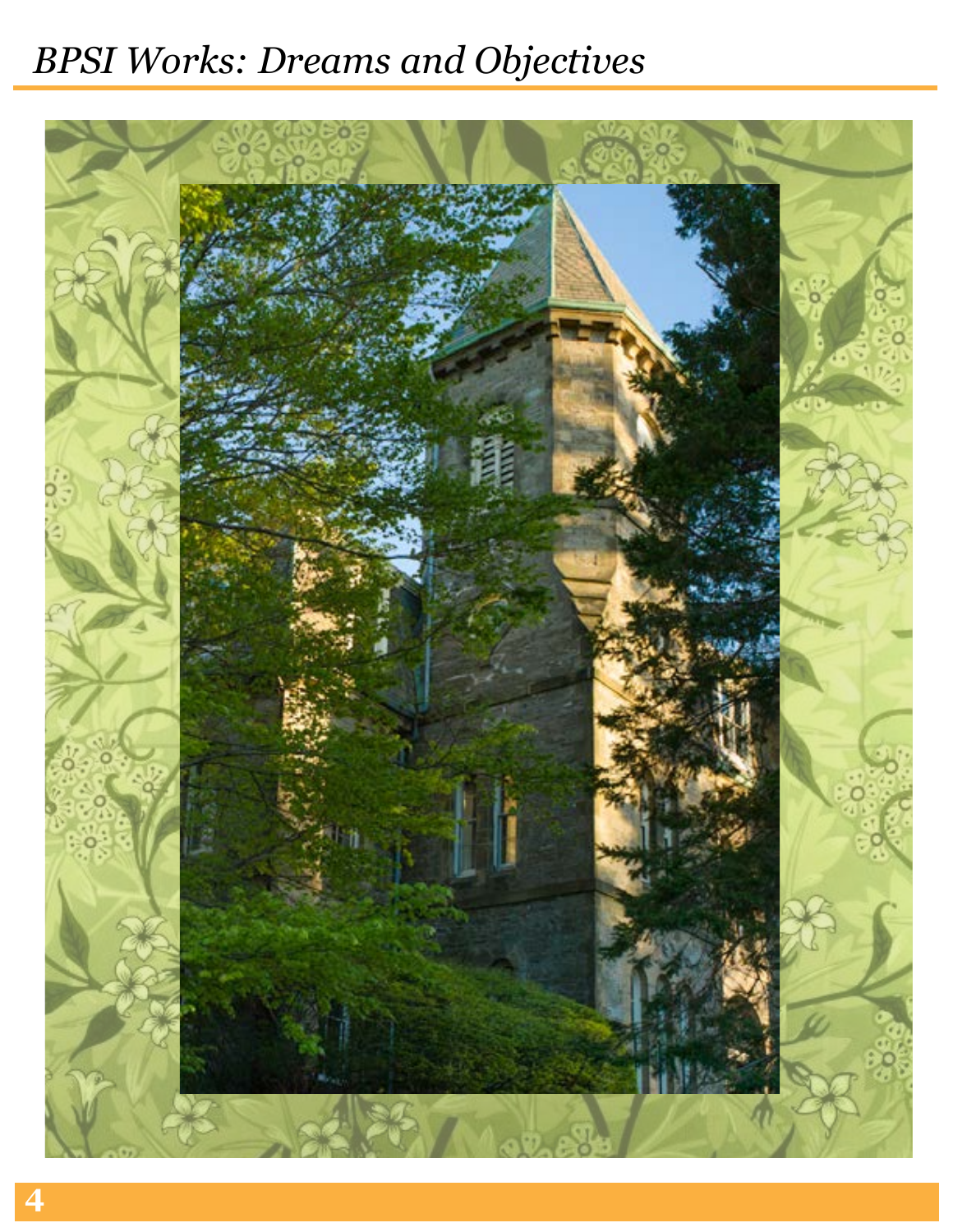# BPSI Works: Dreams and Objectives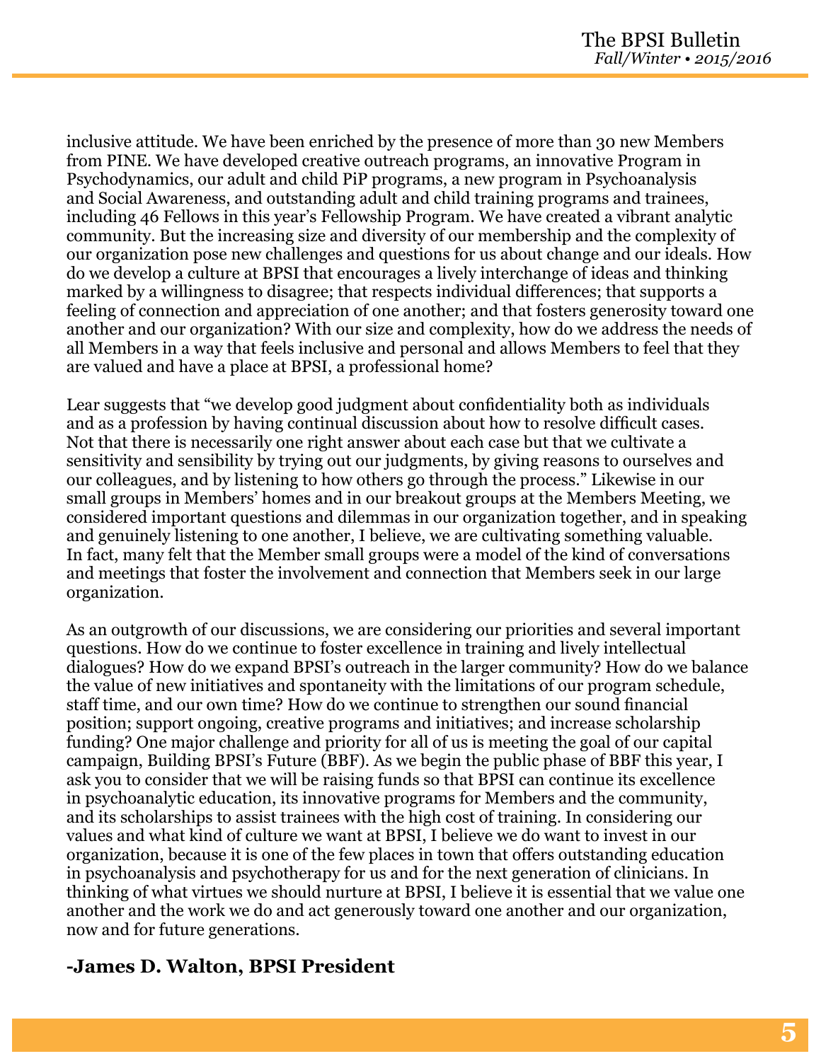inclusive attitude. We have been enriched by the presence of more than 30 new Members from PINE. We have developed creative outreach programs, an innovative Program in Psychodynamics, our adult and child PiP programs, a new program in Psychoanalysis and Social Awareness, and outstanding adult and child training programs and trainees, including 46 Fellows in this year's Fellowship Program. We have created a vibrant analytic community. But the increasing size and diversity of our membership and the complexity of our organization pose new challenges and questions for us about change and our ideals. How do we develop a culture at BPSI that encourages a lively interchange of ideas and thinking marked by a willingness to disagree; that respects individual differences; that supports a feeling of connection and appreciation of one another; and that fosters generosity toward one another and our organization? With our size and complexity, how do we address the needs of all Members in a way that feels inclusive and personal and allows Members to feel that they are valued and have a place at BPSI, a professional home?

Lear suggests that "we develop good judgment about confidentiality both as individuals and as a profession by having continual discussion about how to resolve difficult cases. Not that there is necessarily one right answer about each case but that we cultivate a sensitivity and sensibility by trying out our judgments, by giving reasons to ourselves and our colleagues, and by listening to how others go through the process." Likewise in our small groups in Members' homes and in our breakout groups at the Members Meeting, we considered important questions and dilemmas in our organization together, and in speaking and genuinely listening to one another, I believe, we are cultivating something valuable. In fact, many felt that the Member small groups were a model of the kind of conversations and meetings that foster the involvement and connection that Members seek in our large organization.

As an outgrowth of our discussions, we are considering our priorities and several important questions. How do we continue to foster excellence in training and lively intellectual dialogues? How do we expand BPSI's outreach in the larger community? How do we balance the value of new initiatives and spontaneity with the limitations of our program schedule, staff time, and our own time? How do we continue to strengthen our sound financial position; support ongoing, creative programs and initiatives; and increase scholarship funding? One major challenge and priority for all of us is meeting the goal of our capital campaign, Building BPSI's Future (BBF). As we begin the public phase of BBF this year, I ask you to consider that we will be raising funds so that BPSI can continue its excellence in psychoanalytic education, its innovative programs for Members and the community, and its scholarships to assist trainees with the high cost of training. In considering our values and what kind of culture we want at BPSI, I believe we do want to invest in our organization, because it is one of the few places in town that offers outstanding education in psychoanalysis and psychotherapy for us and for the next generation of clinicians. In thinking of what virtues we should nurture at BPSI, I believe it is essential that we value one another and the work we do and act generously toward one another and our organization, now and for future generations.

**-James D. Walton, BPSI President**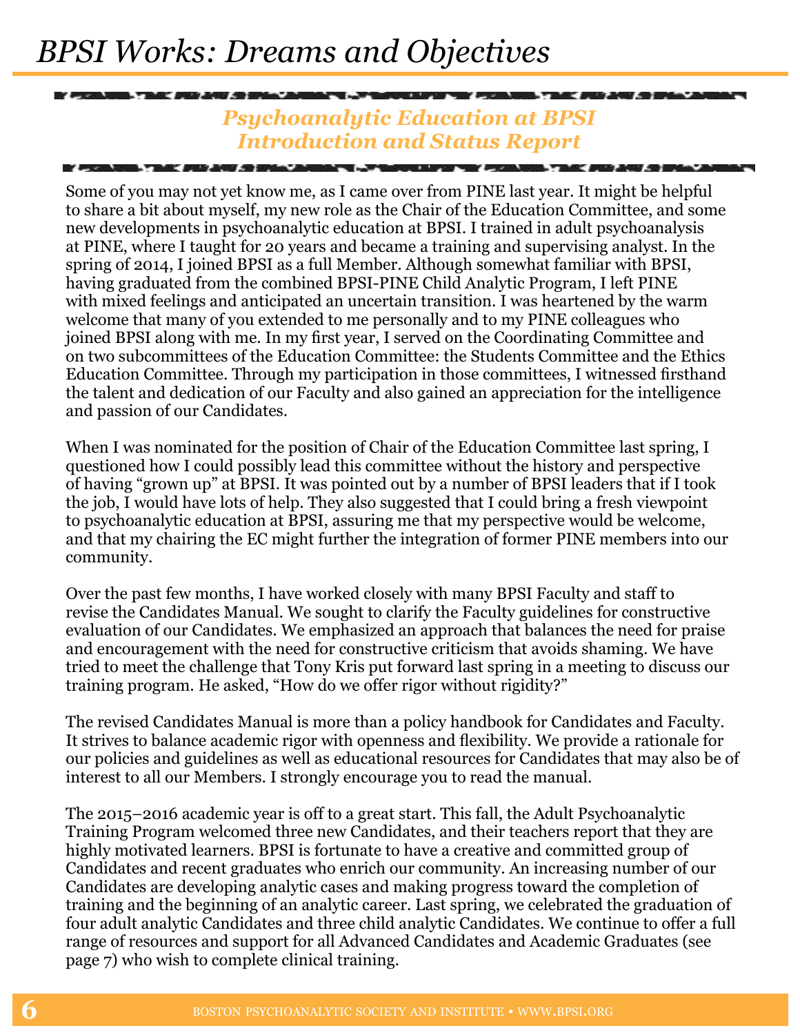# BPSI Works: Dreams and Objectives

## *Psychoanalytic Education at BPSI Introduction and Status Report*

Some of you may not yet know me, as I came over from PINE last year. It might be helpful to share a bit about myself, my new role as the Chair of the Education Committee, and some new developments in psychoanalytic education at BPSI. I trained in adult psychoanalysis at PINE, where I taught for 20 years and became a training and supervising analyst. In the spring of 2014, I joined BPSI as a full Member. Although somewhat familiar with BPSI, having graduated from the combined BPSI-PINE Child Analytic Program, I left PINE with mixed feelings and anticipated an uncertain transition. I was heartened by the warm welcome that many of you extended to me personally and to my PINE colleagues who joined BPSI along with me. In my first year, I served on the Coordinating Committee and on two subcommittees of the Education Committee: the Students Committee and the Ethics Education Committee. Through my participation in those committees, I witnessed firsthand the talent and dedication of our Faculty and also gained an appreciation for the intelligence and passion of our Candidates.

When I was nominated for the position of Chair of the Education Committee last spring, I questioned how I could possibly lead this committee without the history and perspective of having "grown up" at BPSI. It was pointed out by a number of BPSI leaders that if I took the job, I would have lots of help. They also suggested that I could bring a fresh viewpoint to psychoanalytic education at BPSI, assuring me that my perspective would be welcome, and that my chairing the EC might further the integration of former PINE members into our community.

Over the past few months, I have worked closely with many BPSI Faculty and staff to revise the Candidates Manual. We sought to clarify the Faculty guidelines for constructive evaluation of our Candidates. We emphasized an approach that balances the need for praise and encouragement with the need for constructive criticism that avoids shaming. We have tried to meet the challenge that Tony Kris put forward last spring in a meeting to discuss our training program. He asked, "How do we offer rigor without rigidity?"

The revised Candidates Manual is more than a policy handbook for Candidates and Faculty. It strives to balance academic rigor with openness and flexibility. We provide a rationale for our policies and guidelines as well as educational resources for Candidates that may also be of interest to all our Members. I strongly encourage you to read the manual.

The 2015–2016 academic year is off to a great start. This fall, the Adult Psychoanalytic Training Program welcomed three new Candidates, and their teachers report that they are highly motivated learners. BPSI is fortunate to have a creative and committed group of Candidates and recent graduates who enrich our community. An increasing number of our Candidates are developing analytic cases and making progress toward the completion of training and the beginning of an analytic career. Last spring, we celebrated the graduation of four adult analytic Candidates and three child analytic Candidates. We continue to offer a full range of resources and support for all Advanced Candidates and Academic Graduates (see page 7) who wish to complete clinical training.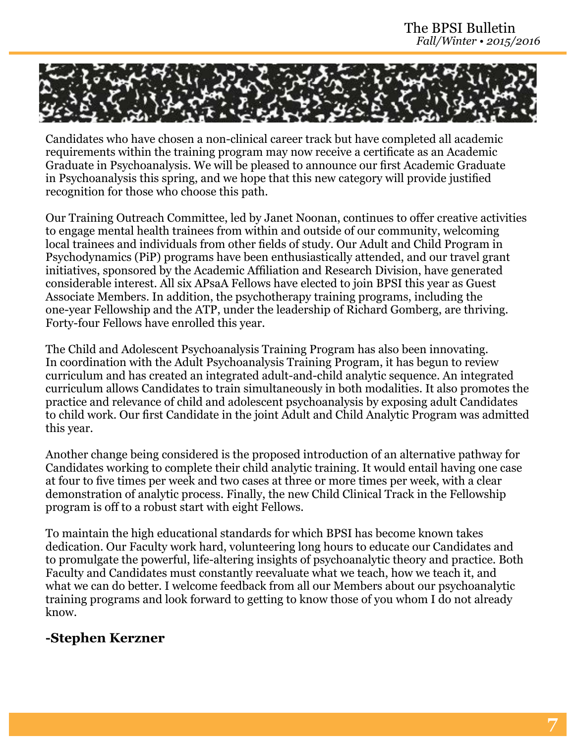Candidates who have chosen a non-clinical career track but have completed all academic requirements within the training program may now receive a certificate as an Academic Graduate in Psychoanalysis. We will be pleased to announce our first Academic Graduate in Psychoanalysis this spring, and we hope that this new category will provide justified recognition for those who choose this path.

Our Training Outreach Committee, led by Janet Noonan, continues to offer creative activities to engage mental health trainees from within and outside of our community, welcoming local trainees and individuals from other fields of study. Our Adult and Child Program in Psychodynamics (PiP) programs have been enthusiastically attended, and our travel grant initiatives, sponsored by the Academic Affiliation and Research Division, have generated considerable interest. All six APsaA Fellows have elected to join BPSI this year as Guest Associate Members. In addition, the psychotherapy training programs, including the one-year Fellowship and the ATP, under the leadership of Richard Gomberg, are thriving. Forty-four Fellows have enrolled this year.

The Child and Adolescent Psychoanalysis Training Program has also been innovating. In coordination with the Adult Psychoanalysis Training Program, it has begun to review curriculum and has created an integrated adult-and-child analytic sequence. An integrated curriculum allows Candidates to train simultaneously in both modalities. It also promotes the practice and relevance of child and adolescent psychoanalysis by exposing adult Candidates to child work. Our first Candidate in the joint Adult and Child Analytic Program was admitted this year.

Another change being considered is the proposed introduction of an alternative pathway for Candidates working to complete their child analytic training. It would entail having one case at four to five times per week and two cases at three or more times per week, with a clear demonstration of analytic process. Finally, the new Child Clinical Track in the Fellowship program is off to a robust start with eight Fellows.

To maintain the high educational standards for which BPSI has become known takes dedication. Our Faculty work hard, volunteering long hours to educate our Candidates and to promulgate the powerful, life-altering insights of psychoanalytic theory and practice. Both Faculty and Candidates must constantly reevaluate what we teach, how we teach it, and what we can do better. I welcome feedback from all our Members about our psychoanalytic training programs and look forward to getting to know those of you whom I do not already know.

**-Stephen Kerzner**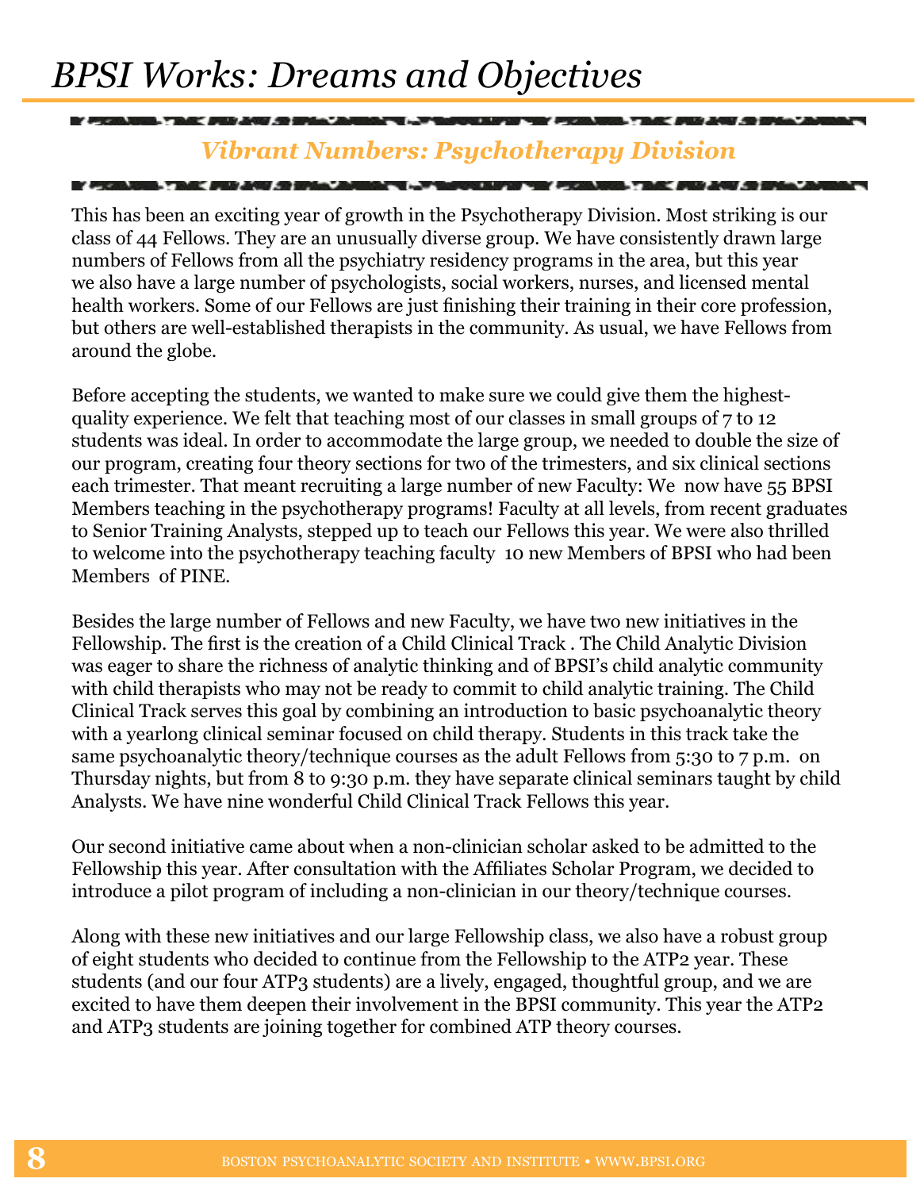# BPSI Works: Dreams and Objectives

## *Vibrant Numbers: Psychotherapy Division*

This has been an exciting year of growth in the Psychotherapy Division. Most striking is our class of 44 Fellows. They are an unusually diverse group. We have consistently drawn large numbers of Fellows from all the psychiatry residency programs in the area, but this year we also have a large number of psychologists, social workers, nurses, and licensed mental health workers. Some of our Fellows are just finishing their training in their core profession, but others are well-established therapists in the community. As usual, we have Fellows from around the globe.

Before accepting the students, we wanted to make sure we could give them the highest-quality experience. We felt that teaching most of our classes in small groups of 7 to 12 students was ideal. In order to accommodate the large group, we needed to double the size of our program, creating four theory sections for two of the trimesters, and six clinical sections each trimester. That meant recruiting a large number of new Faculty: We now have 55 BPSI Members teaching in the psychotherapy programs! Faculty at all levels, from recent graduates to Senior Training Analysts, stepped up to teach our Fellows this year. We were also thrilled to welcome into the psychotherapy teaching faculty 10 new Members of BPSI who had been Members of PINE.

Besides the large number of Fellows and new Faculty, we have two new initiatives in the Fellowship. The first is the creation of a Child Clinical Track . The Child Analytic Division was eager to share the richness of analytic thinking and of BPSI's child analytic community with child therapists who may not be ready to commit to child analytic training. The Child Clinical Track serves this goal by combining an introduction to basic psychoanalytic theory with a yearlong clinical seminar focused on child therapy. Students in this track take the same psychoanalytic theory/technique courses as the adult Fellows from 5:30 to 7 p.m. on Thursday nights, but from 8 to 9:30 p.m. they have separate clinical seminars taught by child Analysts. We have nine wonderful Child Clinical Track Fellows this year.

Our second initiative came about when a non-clinician scholar asked to be admitted to the Fellowship this year. After consultation with the Affiliates Scholar Program, we decided to introduce a pilot program of including a non-clinician in our theory/technique courses.

Along with these new initiatives and our large Fellowship class, we also have a robust group of eight students who decided to continue from the Fellowship to the ATP2 year. These students (and our four ATP3 students) are a lively, engaged, thoughtful group, and we are excited to have them deepen their involvement in the BPSI community. This year the ATP2 and ATP3 students are joining together for combined ATP theory courses.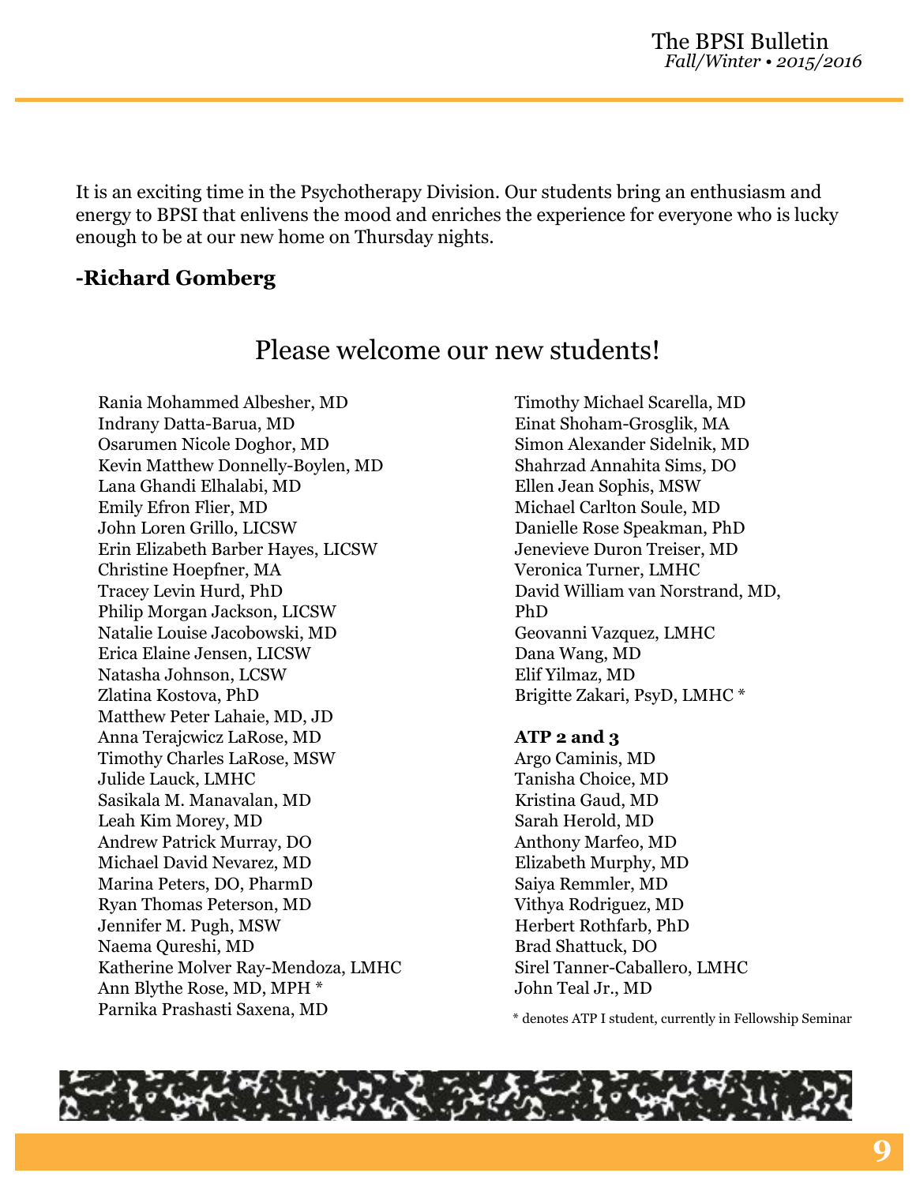It is an exciting time in the Psychotherapy Division. Our students bring an enthusiasm and energy to BPSI that enlivens the mood and enriches the experience for everyone who is lucky enough to be at our new home on Thursday nights.

**-Richard Gomberg**

## Please welcome our new students!

Rania Mohammed Albesher, MD
Indrany Datta-Barua, MD
Osarumen Nicole Doghor, MD
Kevin Matthew Donnelly-Boylen, MD
Lana Ghandi Elhalabi, MD
Emily Efron Flier, MD
John Loren Grillo, LICSW
Erin Elizabeth Barber Hayes, LICSW
Christine Hoepfner, MA
Tracey Levin Hurd, PhD
Philip Morgan Jackson, LICSW
Natalie Louise Jacobowski, MD
Erica Elaine Jensen, LICSW
Natasha Johnson, LCSW
Zlatina Kostova, PhD
Matthew Peter Lahaie, MD, JD
Anna Terajcwicz LaRose, MD
Timothy Charles LaRose, MSW
Julide Lauck, LMHC
Sasikala M. Manavalan, MD
Leah Kim Morey, MD
Andrew Patrick Murray, DO
Michael David Nevarez, MD
Marina Peters, DO, PharmD
Ryan Thomas Peterson, MD
Jennifer M. Pugh, MSW
Naema Qureshi, MD
Katherine Molver Ray-Mendoza, LMHC
Ann Blythe Rose, MD, MPH *
Parnika Prashasti Saxena, MD
Timothy Michael Scarella, MD
Einat Shoham-Grosglik, MA
Simon Alexander Sidelnik, MD
Shahrzad Annahita Sims, DO
Ellen Jean Sophis, MSW
Michael Carlton Soule, MD
Danielle Rose Speakman, PhD
Jenevieve Duron Treiser, MD
Veronica Turner, LMHC
David William van Norstrand, MD, PhD
Geovanni Vazquez, LMHC
Dana Wang, MD
Elif Yilmaz, MD
Brigitte Zakari, PsyD, LMHC *

**ATP 2 and 3**

Argo Caminis, MD
Tanisha Choice, MD
Kristina Gaud, MD
Sarah Herold, MD
Anthony Marfeo, MD
Elizabeth Murphy, MD
Saiya Remmler, MD
Vithya Rodriguez, MD
Herbert Rothfarb, PhD
Brad Shattuck, DO
Sirel Tanner-Caballero, LMHC
John Teal Jr., MD

* denotes ATP I student, currently in Fellowship Seminar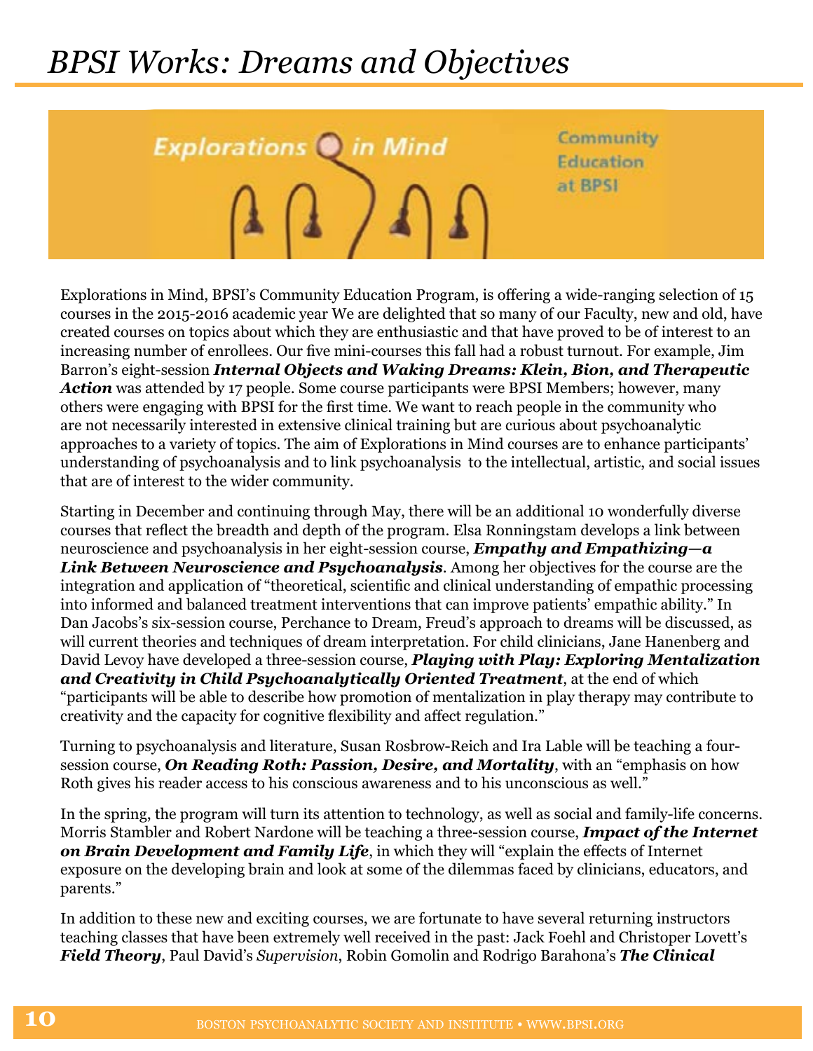# BPSI Works: Dreams and Objectives

Explorations in Mind

Community Education at BPSI

Explorations in Mind, BPSI's Community Education Program, is offering a wide-ranging selection of 15 courses in the 2015-2016 academic year We are delighted that so many of our Faculty, new and old, have created courses on topics about which they are enthusiastic and that have proved to be of interest to an increasing number of enrollees. Our five mini-courses this fall had a robust turnout. For example, Jim Barron's eight-session ***Internal Objects and Waking Dreams: Klein, Bion, and Therapeutic Action*** was attended by 17 people. Some course participants were BPSI Members; however, many others were engaging with BPSI for the first time. We want to reach people in the community who are not necessarily interested in extensive clinical training but are curious about psychoanalytic approaches to a variety of topics. The aim of Explorations in Mind courses are to enhance participants' understanding of psychoanalysis and to link psychoanalysis to the intellectual, artistic, and social issues that are of interest to the wider community.

Starting in December and continuing through May, there will be an additional 10 wonderfully diverse courses that reflect the breadth and depth of the program. Elsa Ronningstam develops a link between neuroscience and psychoanalysis in her eight-session course, ***Empathy and Empathizing—a Link Between Neuroscience and Psychoanalysis***. Among her objectives for the course are the integration and application of "theoretical, scientific and clinical understanding of empathic processing into informed and balanced treatment interventions that can improve patients' empathic ability." In Dan Jacobs's six-session course, Perchance to Dream, Freud's approach to dreams will be discussed, as will current theories and techniques of dream interpretation. For child clinicians, Jane Hanenberg and David Levoy have developed a three-session course, ***Playing with Play: Exploring Mentalization and Creativity in Child Psychoanalytically Oriented Treatment***, at the end of which "participants will be able to describe how promotion of mentalization in play therapy may contribute to creativity and the capacity for cognitive flexibility and affect regulation."

Turning to psychoanalysis and literature, Susan Rosbrow-Reich and Ira Lable will be teaching a four-session course, ***On Reading Roth: Passion, Desire, and Mortality***, with an "emphasis on how Roth gives his reader access to his conscious awareness and to his unconscious as well."

In the spring, the program will turn its attention to technology, as well as social and family-life concerns. Morris Stambler and Robert Nardone will be teaching a three-session course, ***Impact of the Internet on Brain Development and Family Life***, in which they will "explain the effects of Internet exposure on the developing brain and look at some of the dilemmas faced by clinicians, educators, and parents."

In addition to these new and exciting courses, we are fortunate to have several returning instructors teaching classes that have been extremely well received in the past: Jack Foehl and Christoper Lovett's ***Field Theory***, Paul David's *Supervision*, Robin Gomolin and Rodrigo Barahona's ***The Clinical***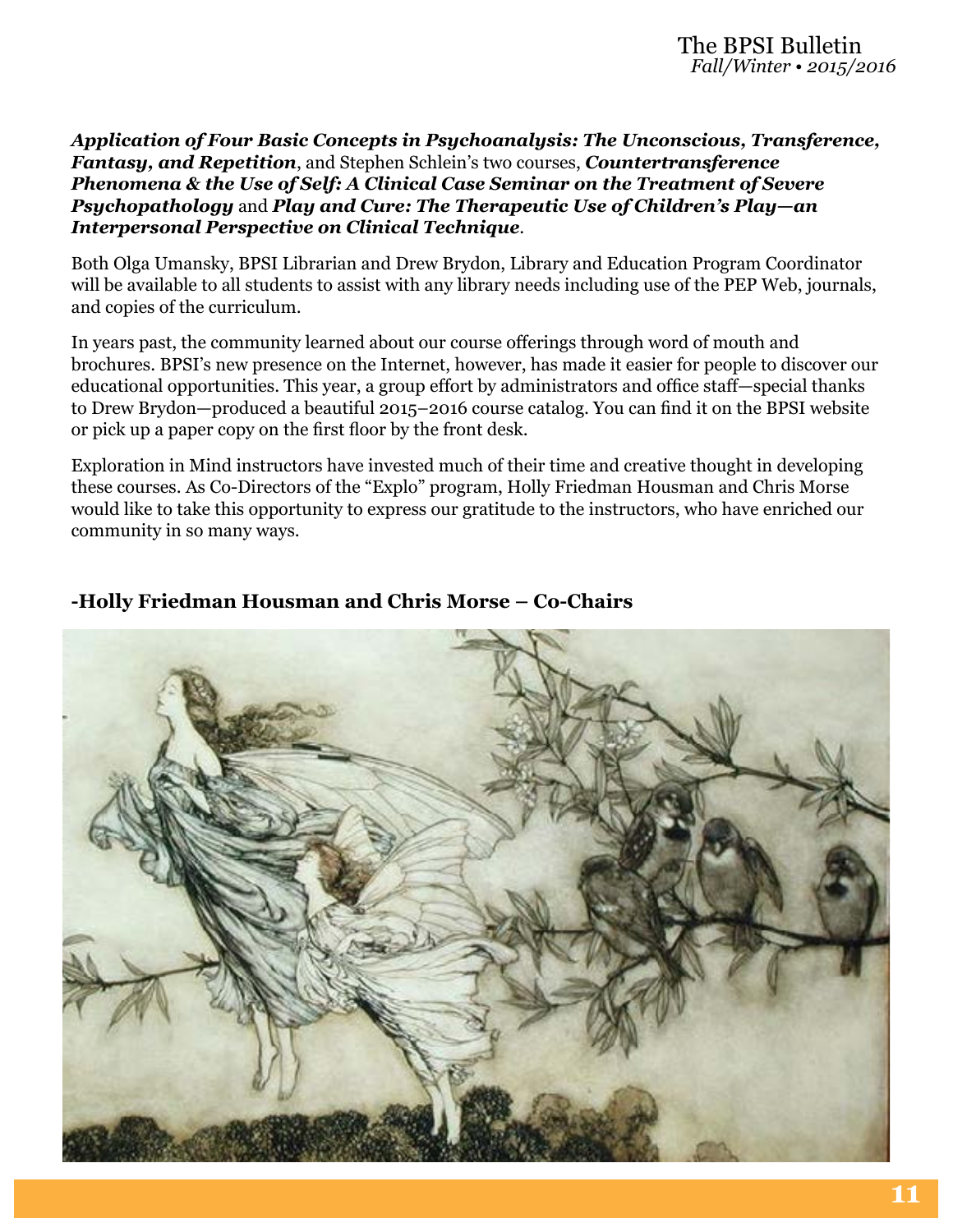***Application of Four Basic Concepts in Psychoanalysis: The Unconscious, Transference, Fantasy, and Repetition***, and Stephen Schlein's two courses, ***Countertransference Phenomena & the Use of Self: A Clinical Case Seminar on the Treatment of Severe Psychopathology*** and ***Play and Cure: The Therapeutic Use of Children's Play—an Interpersonal Perspective on Clinical Technique***.

Both Olga Umansky, BPSI Librarian and Drew Brydon, Library and Education Program Coordinator will be available to all students to assist with any library needs including use of the PEP Web, journals, and copies of the curriculum.

In years past, the community learned about our course offerings through word of mouth and brochures. BPSI's new presence on the Internet, however, has made it easier for people to discover our educational opportunities. This year, a group effort by administrators and office staff—special thanks to Drew Brydon—produced a beautiful 2015–2016 course catalog. You can find it on the BPSI website or pick up a paper copy on the first floor by the front desk.

Exploration in Mind instructors have invested much of their time and creative thought in developing these courses. As Co-Directors of the "Explo" program, Holly Friedman Housman and Chris Morse would like to take this opportunity to express our gratitude to the instructors, who have enriched our community in so many ways.

**-Holly Friedman Housman and Chris Morse – Co-Chairs**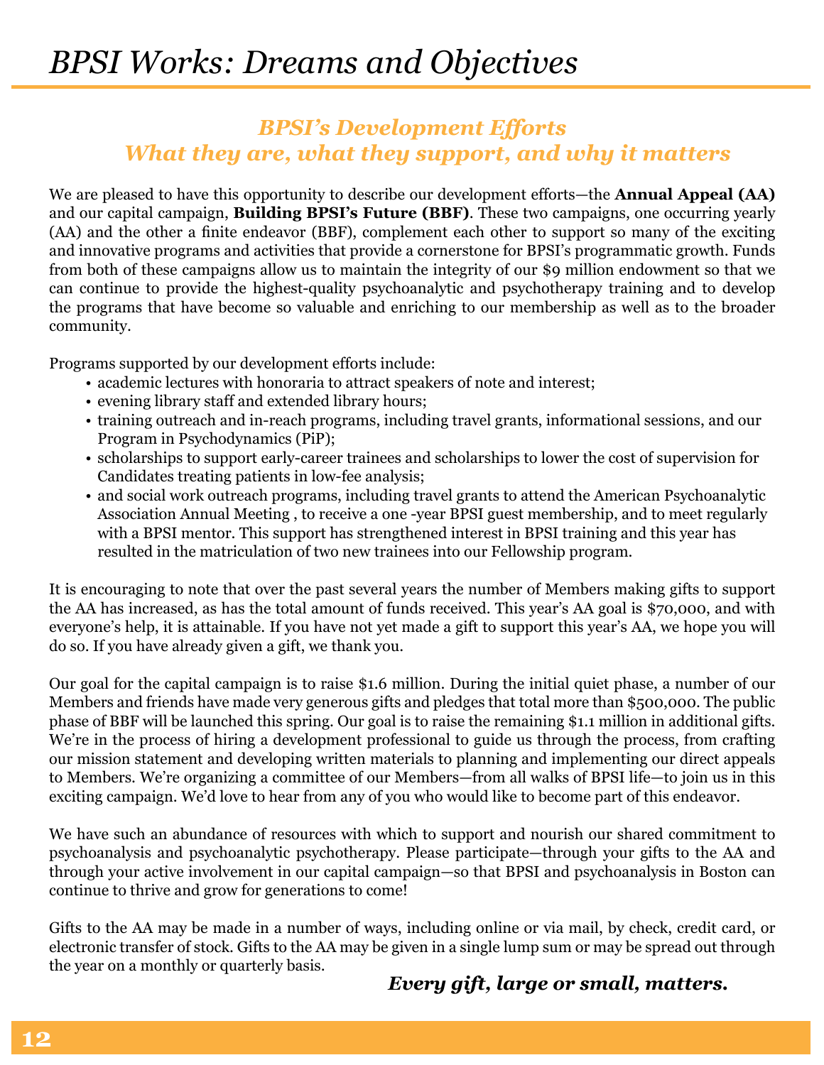# *BPSI Works: Dreams and Objectives*

## *BPSI's Development Efforts*
## *What they are, what they support, and why it matters*

We are pleased to have this opportunity to describe our development efforts—the **Annual Appeal (AA)** and our capital campaign, **Building BPSI's Future (BBF)**. These two campaigns, one occurring yearly (AA) and the other a finite endeavor (BBF), complement each other to support so many of the exciting and innovative programs and activities that provide a cornerstone for BPSI's programmatic growth. Funds from both of these campaigns allow us to maintain the integrity of our $9 million endowment so that we can continue to provide the highest-quality psychoanalytic and psychotherapy training and to develop the programs that have become so valuable and enriching to our membership as well as to the broader community.

Programs supported by our development efforts include:

- academic lectures with honoraria to attract speakers of note and interest;
- evening library staff and extended library hours;
- training outreach and in-reach programs, including travel grants, informational sessions, and our Program in Psychodynamics (PiP);
- scholarships to support early-career trainees and scholarships to lower the cost of supervision for Candidates treating patients in low-fee analysis;
- and social work outreach programs, including travel grants to attend the American Psychoanalytic Association Annual Meeting , to receive a one -year BPSI guest membership, and to meet regularly with a BPSI mentor. This support has strengthened interest in BPSI training and this year has resulted in the matriculation of two new trainees into our Fellowship program.

It is encouraging to note that over the past several years the number of Members making gifts to support the AA has increased, as has the total amount of funds received. This year's AA goal is $70,000, and with everyone's help, it is attainable. If you have not yet made a gift to support this year's AA, we hope you will do so. If you have already given a gift, we thank you.

Our goal for the capital campaign is to raise $1.6 million. During the initial quiet phase, a number of our Members and friends have made very generous gifts and pledges that total more than $500,000. The public phase of BBF will be launched this spring. Our goal is to raise the remaining $1.1 million in additional gifts. We're in the process of hiring a development professional to guide us through the process, from crafting our mission statement and developing written materials to planning and implementing our direct appeals to Members. We're organizing a committee of our Members—from all walks of BPSI life—to join us in this exciting campaign. We'd love to hear from any of you who would like to become part of this endeavor.

We have such an abundance of resources with which to support and nourish our shared commitment to psychoanalysis and psychoanalytic psychotherapy. Please participate—through your gifts to the AA and through your active involvement in our capital campaign—so that BPSI and psychoanalysis in Boston can continue to thrive and grow for generations to come!

Gifts to the AA may be made in a number of ways, including online or via mail, by check, credit card, or electronic transfer of stock. Gifts to the AA may be given in a single lump sum or may be spread out through the year on a monthly or quarterly basis.

***Every gift, large or small, matters.***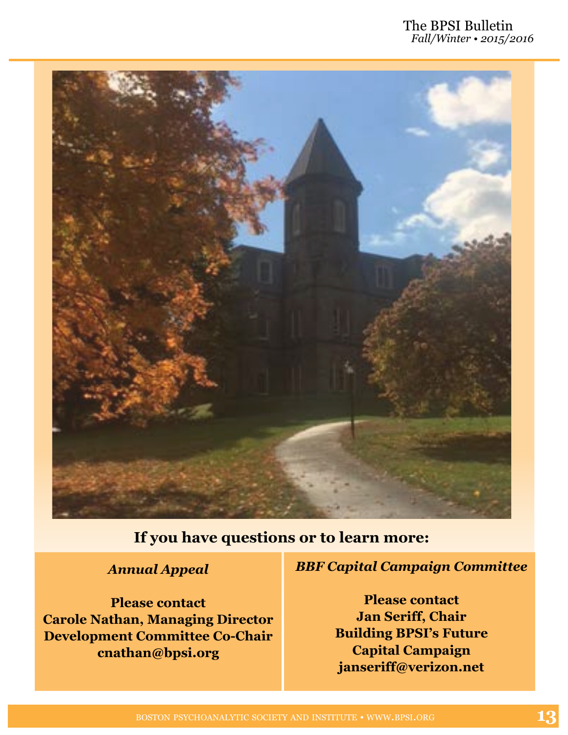## If you have questions or to learn more:

***Annual Appeal***

**Please contact**
**Carole Nathan, Managing Director**
**Development Committee Co-Chair**
**cnathan@bpsi.org**

***BBF Capital Campaign Committee***

**Please contact**
**Jan Seriff, Chair**
**Building BPSI's Future**
**Capital Campaign**
**janseriff@verizon.net**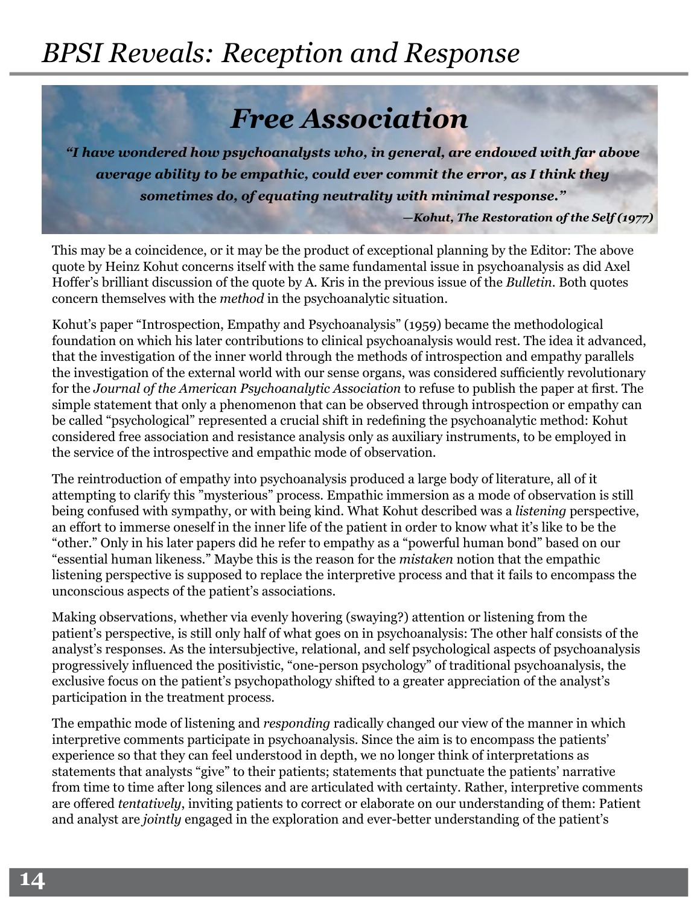# Free Association

***"I have wondered how psychoanalysts who, in general, are endowed with far above average ability to be empathic, could ever commit the error, as I think they sometimes do, of equating neutrality with minimal response."***

***—Kohut, The Restoration of the Self (1977)***

This may be a coincidence, or it may be the product of exceptional planning by the Editor: The above quote by Heinz Kohut concerns itself with the same fundamental issue in psychoanalysis as did Axel Hoffer's brilliant discussion of the quote by A. Kris in the previous issue of the *Bulletin*. Both quotes concern themselves with the *method* in the psychoanalytic situation.

Kohut's paper "Introspection, Empathy and Psychoanalysis" (1959) became the methodological foundation on which his later contributions to clinical psychoanalysis would rest. The idea it advanced, that the investigation of the inner world through the methods of introspection and empathy parallels the investigation of the external world with our sense organs, was considered sufficiently revolutionary for the *Journal of the American Psychoanalytic Association* to refuse to publish the paper at first. The simple statement that only a phenomenon that can be observed through introspection or empathy can be called "psychological" represented a crucial shift in redefining the psychoanalytic method: Kohut considered free association and resistance analysis only as auxiliary instruments, to be employed in the service of the introspective and empathic mode of observation.

The reintroduction of empathy into psychoanalysis produced a large body of literature, all of it attempting to clarify this "mysterious" process. Empathic immersion as a mode of observation is still being confused with sympathy, or with being kind. What Kohut described was a *listening* perspective, an effort to immerse oneself in the inner life of the patient in order to know what it's like to be the "other." Only in his later papers did he refer to empathy as a "powerful human bond" based on our "essential human likeness." Maybe this is the reason for the *mistaken* notion that the empathic listening perspective is supposed to replace the interpretive process and that it fails to encompass the unconscious aspects of the patient's associations.

Making observations, whether via evenly hovering (swaying?) attention or listening from the patient's perspective, is still only half of what goes on in psychoanalysis: The other half consists of the analyst's responses. As the intersubjective, relational, and self psychological aspects of psychoanalysis progressively influenced the positivistic, "one-person psychology" of traditional psychoanalysis, the exclusive focus on the patient's psychopathology shifted to a greater appreciation of the analyst's participation in the treatment process.

The empathic mode of listening and *responding* radically changed our view of the manner in which interpretive comments participate in psychoanalysis. Since the aim is to encompass the patients' experience so that they can feel understood in depth, we no longer think of interpretations as statements that analysts "give" to their patients; statements that punctuate the patients' narrative from time to time after long silences and are articulated with certainty. Rather, interpretive comments are offered *tentatively*, inviting patients to correct or elaborate on our understanding of them: Patient and analyst are *jointly* engaged in the exploration and ever-better understanding of the patient's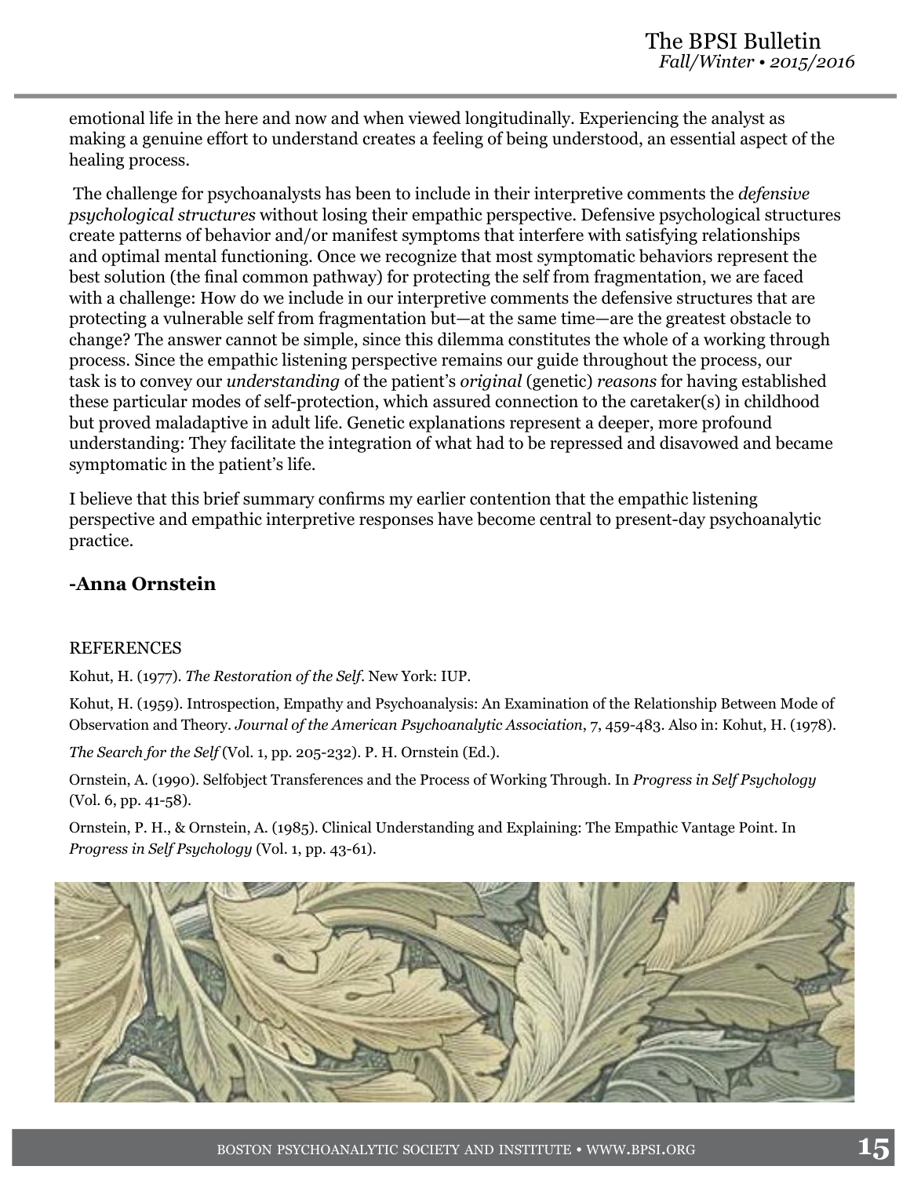emotional life in the here and now and when viewed longitudinally. Experiencing the analyst as making a genuine effort to understand creates a feeling of being understood, an essential aspect of the healing process.

The challenge for psychoanalysts has been to include in their interpretive comments the *defensive psychological structures* without losing their empathic perspective. Defensive psychological structures create patterns of behavior and/or manifest symptoms that interfere with satisfying relationships and optimal mental functioning. Once we recognize that most symptomatic behaviors represent the best solution (the final common pathway) for protecting the self from fragmentation, we are faced with a challenge: How do we include in our interpretive comments the defensive structures that are protecting a vulnerable self from fragmentation but—at the same time—are the greatest obstacle to change? The answer cannot be simple, since this dilemma constitutes the whole of a working through process. Since the empathic listening perspective remains our guide throughout the process, our task is to convey our *understanding* of the patient's *original* (genetic) *reasons* for having established these particular modes of self-protection, which assured connection to the caretaker(s) in childhood but proved maladaptive in adult life. Genetic explanations represent a deeper, more profound understanding: They facilitate the integration of what had to be repressed and disavowed and became symptomatic in the patient's life.

I believe that this brief summary confirms my earlier contention that the empathic listening perspective and empathic interpretive responses have become central to present-day psychoanalytic practice.

**-Anna Ornstein**

REFERENCES

Kohut, H. (1977). *The Restoration of the Self*. New York: IUP.

Kohut, H. (1959). Introspection, Empathy and Psychoanalysis: An Examination of the Relationship Between Mode of Observation and Theory. *Journal of the American Psychoanalytic Association*, 7, 459-483. Also in: Kohut, H. (1978).

*The Search for the Self* (Vol. 1, pp. 205-232). P. H. Ornstein (Ed.).

Ornstein, A. (1990). Selfobject Transferences and the Process of Working Through. In *Progress in Self Psychology* (Vol. 6, pp. 41-58).

Ornstein, P. H., & Ornstein, A. (1985). Clinical Understanding and Explaining: The Empathic Vantage Point. In *Progress in Self Psychology* (Vol. 1, pp. 43-61).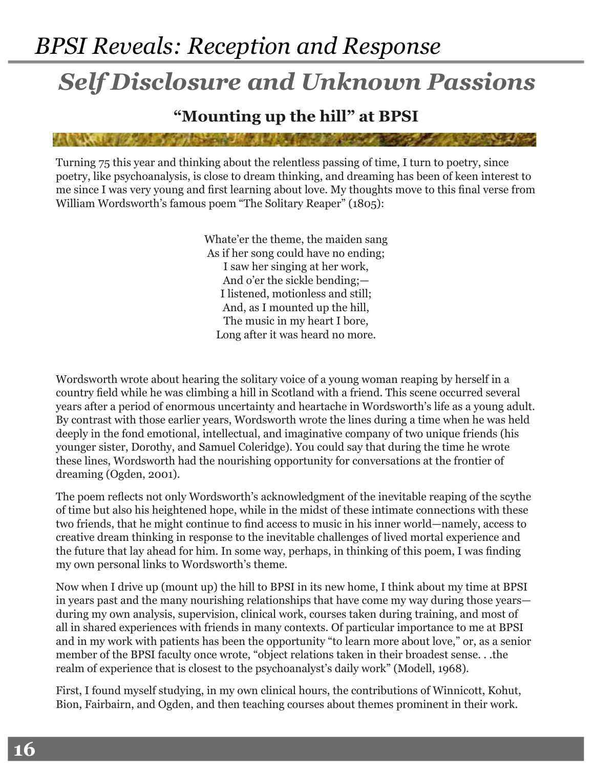# *BPSI Reveals: Reception and Response*

## *Self Disclosure and Unknown Passions*

### "Mounting up the hill" at BPSI

Turning 75 this year and thinking about the relentless passing of time, I turn to poetry, since poetry, like psychoanalysis, is close to dream thinking, and dreaming has been of keen interest to me since I was very young and first learning about love. My thoughts move to this final verse from William Wordsworth's famous poem "The Solitary Reaper" (1805):

> Whate'er the theme, the maiden sang  
> As if her song could have no ending;  
> I saw her singing at her work,  
> And o'er the sickle bending;—  
> I listened, motionless and still;  
> And, as I mounted up the hill,  
> The music in my heart I bore,  
> Long after it was heard no more.

Wordsworth wrote about hearing the solitary voice of a young woman reaping by herself in a country field while he was climbing a hill in Scotland with a friend. This scene occurred several years after a period of enormous uncertainty and heartache in Wordsworth's life as a young adult. By contrast with those earlier years, Wordsworth wrote the lines during a time when he was held deeply in the fond emotional, intellectual, and imaginative company of two unique friends (his younger sister, Dorothy, and Samuel Coleridge). You could say that during the time he wrote these lines, Wordsworth had the nourishing opportunity for conversations at the frontier of dreaming (Ogden, 2001).

The poem reflects not only Wordsworth's acknowledgment of the inevitable reaping of the scythe of time but also his heightened hope, while in the midst of these intimate connections with these two friends, that he might continue to find access to music in his inner world—namely, access to creative dream thinking in response to the inevitable challenges of lived mortal experience and the future that lay ahead for him. In some way, perhaps, in thinking of this poem, I was finding my own personal links to Wordsworth's theme.

Now when I drive up (mount up) the hill to BPSI in its new home, I think about my time at BPSI in years past and the many nourishing relationships that have come my way during those years—during my own analysis, supervision, clinical work, courses taken during training, and most of all in shared experiences with friends in many contexts. Of particular importance to me at BPSI and in my work with patients has been the opportunity "to learn more about love," or, as a senior member of the BPSI faculty once wrote, "object relations taken in their broadest sense. . .the realm of experience that is closest to the psychoanalyst's daily work" (Modell, 1968).

First, I found myself studying, in my own clinical hours, the contributions of Winnicott, Kohut, Bion, Fairbairn, and Ogden, and then teaching courses about themes prominent in their work.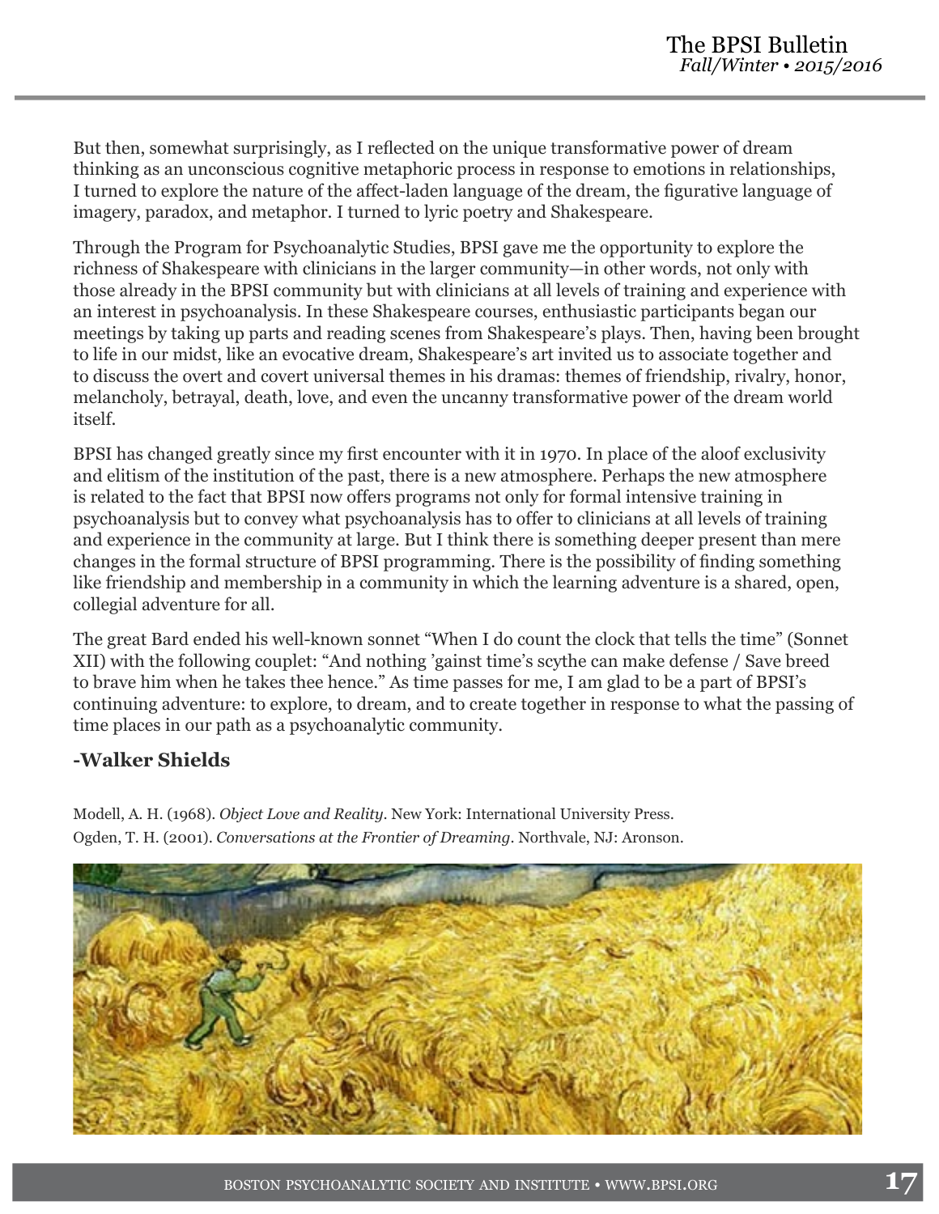But then, somewhat surprisingly, as I reflected on the unique transformative power of dream thinking as an unconscious cognitive metaphoric process in response to emotions in relationships, I turned to explore the nature of the affect-laden language of the dream, the figurative language of imagery, paradox, and metaphor. I turned to lyric poetry and Shakespeare.

Through the Program for Psychoanalytic Studies, BPSI gave me the opportunity to explore the richness of Shakespeare with clinicians in the larger community—in other words, not only with those already in the BPSI community but with clinicians at all levels of training and experience with an interest in psychoanalysis. In these Shakespeare courses, enthusiastic participants began our meetings by taking up parts and reading scenes from Shakespeare's plays. Then, having been brought to life in our midst, like an evocative dream, Shakespeare's art invited us to associate together and to discuss the overt and covert universal themes in his dramas: themes of friendship, rivalry, honor, melancholy, betrayal, death, love, and even the uncanny transformative power of the dream world itself.

BPSI has changed greatly since my first encounter with it in 1970. In place of the aloof exclusivity and elitism of the institution of the past, there is a new atmosphere. Perhaps the new atmosphere is related to the fact that BPSI now offers programs not only for formal intensive training in psychoanalysis but to convey what psychoanalysis has to offer to clinicians at all levels of training and experience in the community at large. But I think there is something deeper present than mere changes in the formal structure of BPSI programming. There is the possibility of finding something like friendship and membership in a community in which the learning adventure is a shared, open, collegial adventure for all.

The great Bard ended his well-known sonnet "When I do count the clock that tells the time" (Sonnet XII) with the following couplet: "And nothing 'gainst time's scythe can make defense / Save breed to brave him when he takes thee hence." As time passes for me, I am glad to be a part of BPSI's continuing adventure: to explore, to dream, and to create together in response to what the passing of time places in our path as a psychoanalytic community.

**-Walker Shields**

Modell, A. H. (1968). *Object Love and Reality*. New York: International University Press.

Ogden, T. H. (2001). *Conversations at the Frontier of Dreaming*. Northvale, NJ: Aronson.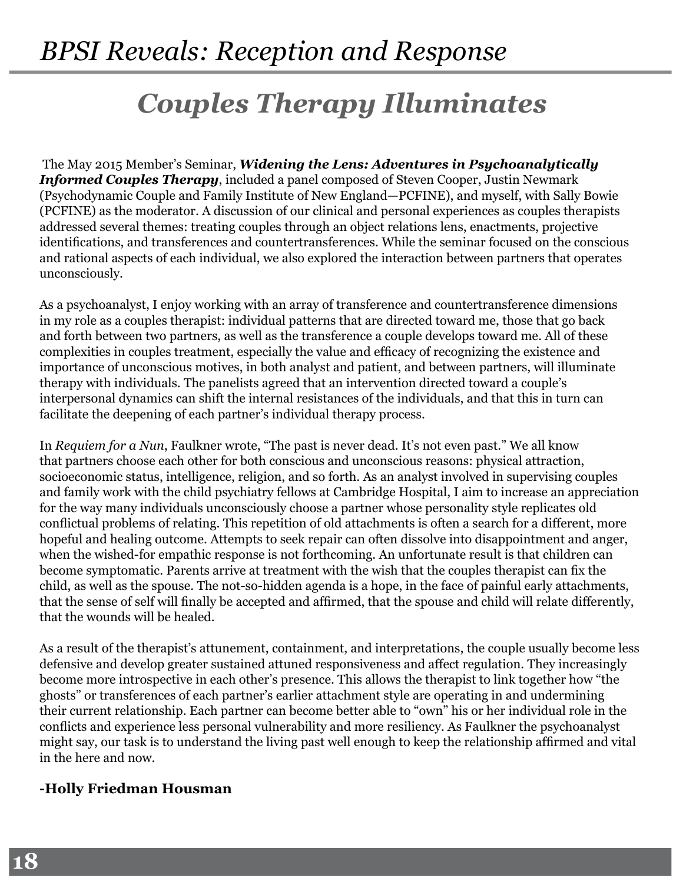# BPSI Reveals: Reception and Response

## *Couples Therapy Illuminates*

The May 2015 Member's Seminar, ***Widening the Lens: Adventures in Psychoanalytically Informed Couples Therapy***, included a panel composed of Steven Cooper, Justin Newmark (Psychodynamic Couple and Family Institute of New England—PCFINE), and myself, with Sally Bowie (PCFINE) as the moderator. A discussion of our clinical and personal experiences as couples therapists addressed several themes: treating couples through an object relations lens, enactments, projective identifications, and transferences and countertransferences. While the seminar focused on the conscious and rational aspects of each individual, we also explored the interaction between partners that operates unconsciously.

As a psychoanalyst, I enjoy working with an array of transference and countertransference dimensions in my role as a couples therapist: individual patterns that are directed toward me, those that go back and forth between two partners, as well as the transference a couple develops toward me. All of these complexities in couples treatment, especially the value and efficacy of recognizing the existence and importance of unconscious motives, in both analyst and patient, and between partners, will illuminate therapy with individuals. The panelists agreed that an intervention directed toward a couple's interpersonal dynamics can shift the internal resistances of the individuals, and that this in turn can facilitate the deepening of each partner's individual therapy process.

In *Requiem for a Nun*, Faulkner wrote, "The past is never dead. It's not even past." We all know that partners choose each other for both conscious and unconscious reasons: physical attraction, socioeconomic status, intelligence, religion, and so forth. As an analyst involved in supervising couples and family work with the child psychiatry fellows at Cambridge Hospital, I aim to increase an appreciation for the way many individuals unconsciously choose a partner whose personality style replicates old conflictual problems of relating. This repetition of old attachments is often a search for a different, more hopeful and healing outcome. Attempts to seek repair can often dissolve into disappointment and anger, when the wished-for empathic response is not forthcoming. An unfortunate result is that children can become symptomatic. Parents arrive at treatment with the wish that the couples therapist can fix the child, as well as the spouse. The not-so-hidden agenda is a hope, in the face of painful early attachments, that the sense of self will finally be accepted and affirmed, that the spouse and child will relate differently, that the wounds will be healed.

As a result of the therapist's attunement, containment, and interpretations, the couple usually become less defensive and develop greater sustained attuned responsiveness and affect regulation. They increasingly become more introspective in each other's presence. This allows the therapist to link together how "the ghosts" or transferences of each partner's earlier attachment style are operating in and undermining their current relationship. Each partner can become better able to "own" his or her individual role in the conflicts and experience less personal vulnerability and more resiliency. As Faulkner the psychoanalyst might say, our task is to understand the living past well enough to keep the relationship affirmed and vital in the here and now.

**-Holly Friedman Housman**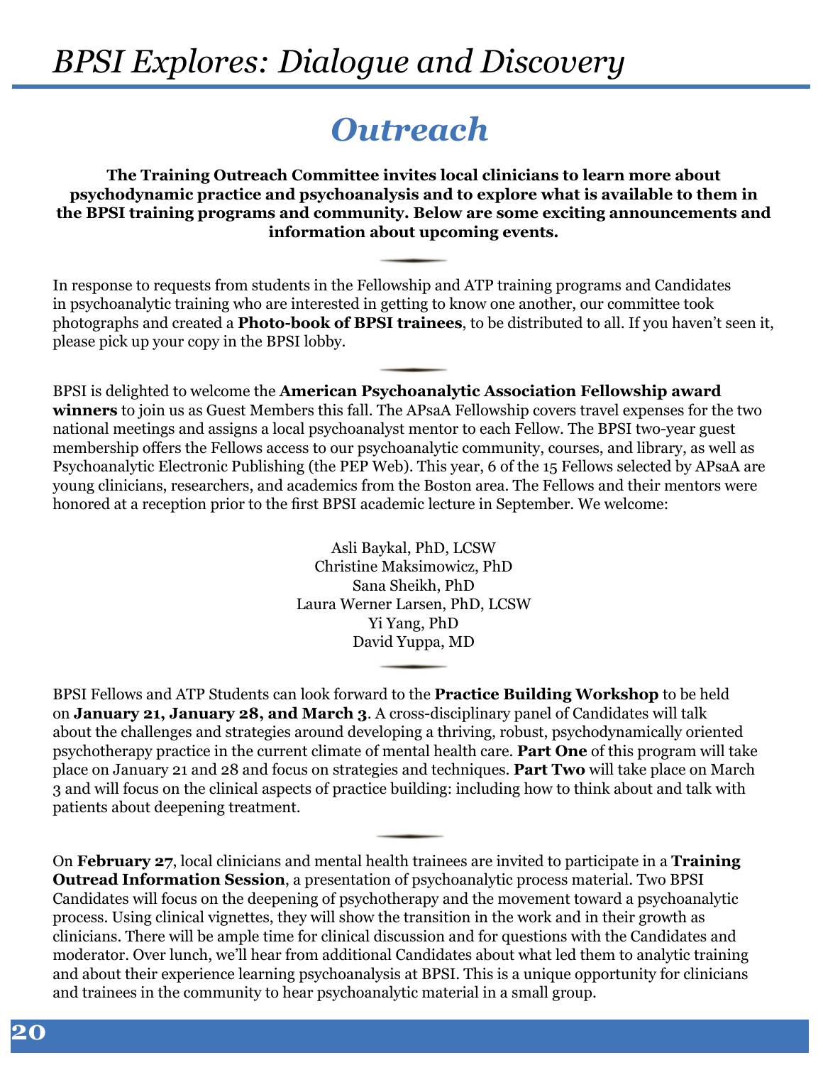# Outreach

**The Training Outreach Committee invites local clinicians to learn more about psychodynamic practice and psychoanalysis and to explore what is available to them in the BPSI training programs and community. Below are some exciting announcements and information about upcoming events.**

In response to requests from students in the Fellowship and ATP training programs and Candidates in psychoanalytic training who are interested in getting to know one another, our committee took photographs and created a **Photo-book of BPSI trainees**, to be distributed to all. If you haven't seen it, please pick up your copy in the BPSI lobby.

BPSI is delighted to welcome the **American Psychoanalytic Association Fellowship award winners** to join us as Guest Members this fall. The APsaA Fellowship covers travel expenses for the two national meetings and assigns a local psychoanalyst mentor to each Fellow. The BPSI two-year guest membership offers the Fellows access to our psychoanalytic community, courses, and library, as well as Psychoanalytic Electronic Publishing (the PEP Web). This year, 6 of the 15 Fellows selected by APsaA are young clinicians, researchers, and academics from the Boston area. The Fellows and their mentors were honored at a reception prior to the first BPSI academic lecture in September. We welcome:

Asli Baykal, PhD, LCSW
Christine Maksimowicz, PhD
Sana Sheikh, PhD
Laura Werner Larsen, PhD, LCSW
Yi Yang, PhD
David Yuppa, MD

BPSI Fellows and ATP Students can look forward to the **Practice Building Workshop** to be held on **January 21, January 28, and March 3**. A cross-disciplinary panel of Candidates will talk about the challenges and strategies around developing a thriving, robust, psychodynamically oriented psychotherapy practice in the current climate of mental health care. **Part One** of this program will take place on January 21 and 28 and focus on strategies and techniques. **Part Two** will take place on March 3 and will focus on the clinical aspects of practice building: including how to think about and talk with patients about deepening treatment.

On **February 27**, local clinicians and mental health trainees are invited to participate in a **Training Outread Information Session**, a presentation of psychoanalytic process material. Two BPSI Candidates will focus on the deepening of psychotherapy and the movement toward a psychoanalytic process. Using clinical vignettes, they will show the transition in the work and in their growth as clinicians. There will be ample time for clinical discussion and for questions with the Candidates and moderator. Over lunch, we'll hear from additional Candidates about what led them to analytic training and about their experience learning psychoanalysis at BPSI. This is a unique opportunity for clinicians and trainees in the community to hear psychoanalytic material in a small group.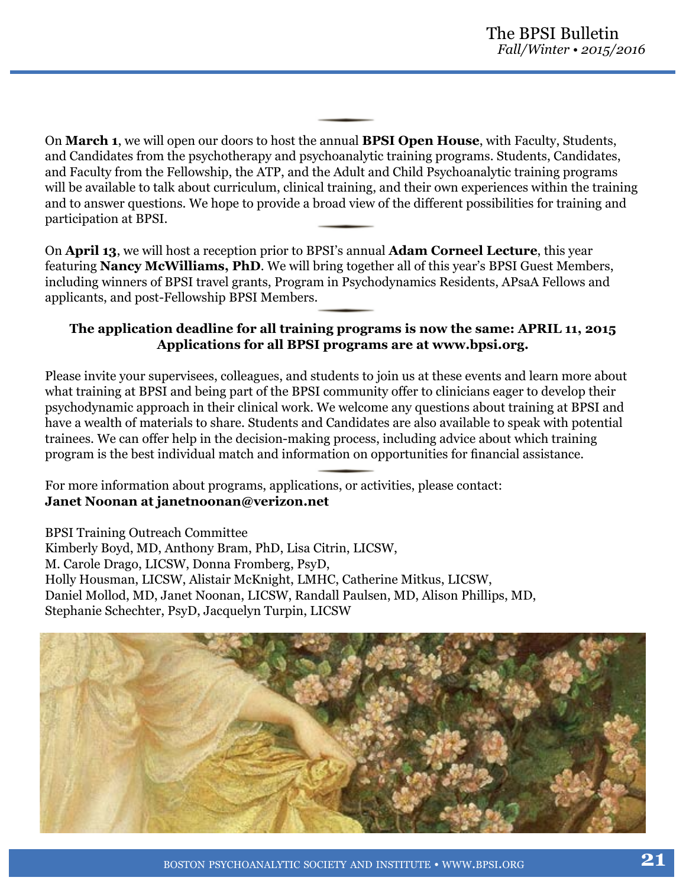On **March 1**, we will open our doors to host the annual **BPSI Open House**, with Faculty, Students, and Candidates from the psychotherapy and psychoanalytic training programs. Students, Candidates, and Faculty from the Fellowship, the ATP, and the Adult and Child Psychoanalytic training programs will be available to talk about curriculum, clinical training, and their own experiences within the training and to answer questions. We hope to provide a broad view of the different possibilities for training and participation at BPSI.

On **April 13**, we will host a reception prior to BPSI's annual **Adam Corneel Lecture**, this year featuring **Nancy McWilliams, PhD**. We will bring together all of this year's BPSI Guest Members, including winners of BPSI travel grants, Program in Psychodynamics Residents, APsaA Fellows and applicants, and post-Fellowship BPSI Members.

**The application deadline for all training programs is now the same: APRIL 11, 2015**
**Applications for all BPSI programs are at www.bpsi.org.**

Please invite your supervisees, colleagues, and students to join us at these events and learn more about what training at BPSI and being part of the BPSI community offer to clinicians eager to develop their psychodynamic approach in their clinical work. We welcome any questions about training at BPSI and have a wealth of materials to share. Students and Candidates are also available to speak with potential trainees. We can offer help in the decision-making process, including advice about which training program is the best individual match and information on opportunities for financial assistance.

For more information about programs, applications, or activities, please contact:
**Janet Noonan at janetnoonan@verizon.net**

BPSI Training Outreach Committee
Kimberly Boyd, MD, Anthony Bram, PhD, Lisa Citrin, LICSW,
M. Carole Drago, LICSW, Donna Fromberg, PsyD,
Holly Housman, LICSW, Alistair McKnight, LMHC, Catherine Mitkus, LICSW,
Daniel Mollod, MD, Janet Noonan, LICSW, Randall Paulsen, MD, Alison Phillips, MD,
Stephanie Schechter, PsyD, Jacquelyn Turpin, LICSW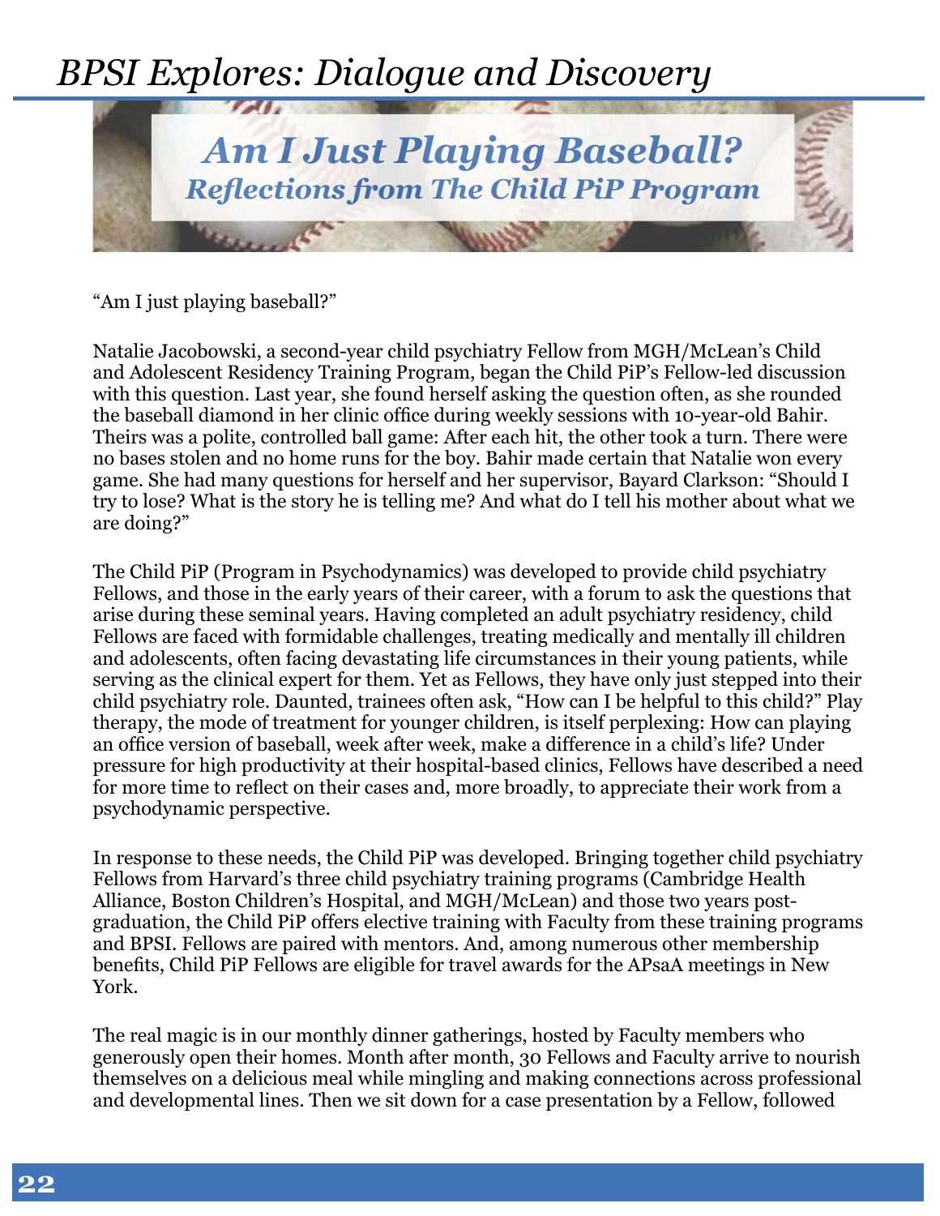# *BPSI Explores: Dialogue and Discovery*

## *Am I Just Playing Baseball?*
### *Reflections from The Child PiP Program*

"Am I just playing baseball?"

Natalie Jacobowski, a second-year child psychiatry Fellow from MGH/McLean's Child and Adolescent Residency Training Program, began the Child PiP's Fellow-led discussion with this question. Last year, she found herself asking the question often, as she rounded the baseball diamond in her clinic office during weekly sessions with 10-year-old Bahir. Theirs was a polite, controlled ball game: After each hit, the other took a turn. There were no bases stolen and no home runs for the boy. Bahir made certain that Natalie won every game. She had many questions for herself and her supervisor, Bayard Clarkson: "Should I try to lose? What is the story he is telling me? And what do I tell his mother about what we are doing?"

The Child PiP (Program in Psychodynamics) was developed to provide child psychiatry Fellows, and those in the early years of their career, with a forum to ask the questions that arise during these seminal years. Having completed an adult psychiatry residency, child Fellows are faced with formidable challenges, treating medically and mentally ill children and adolescents, often facing devastating life circumstances in their young patients, while serving as the clinical expert for them. Yet as Fellows, they have only just stepped into their child psychiatry role. Daunted, trainees often ask, "How can I be helpful to this child?" Play therapy, the mode of treatment for younger children, is itself perplexing: How can playing an office version of baseball, week after week, make a difference in a child's life? Under pressure for high productivity at their hospital-based clinics, Fellows have described a need for more time to reflect on their cases and, more broadly, to appreciate their work from a psychodynamic perspective.

In response to these needs, the Child PiP was developed. Bringing together child psychiatry Fellows from Harvard's three child psychiatry training programs (Cambridge Health Alliance, Boston Children's Hospital, and MGH/McLean) and those two years post-graduation, the Child PiP offers elective training with Faculty from these training programs and BPSI. Fellows are paired with mentors. And, among numerous other membership benefits, Child PiP Fellows are eligible for travel awards for the APsaA meetings in New York.

The real magic is in our monthly dinner gatherings, hosted by Faculty members who generously open their homes. Month after month, 30 Fellows and Faculty arrive to nourish themselves on a delicious meal while mingling and making connections across professional and developmental lines. Then we sit down for a case presentation by a Fellow, followed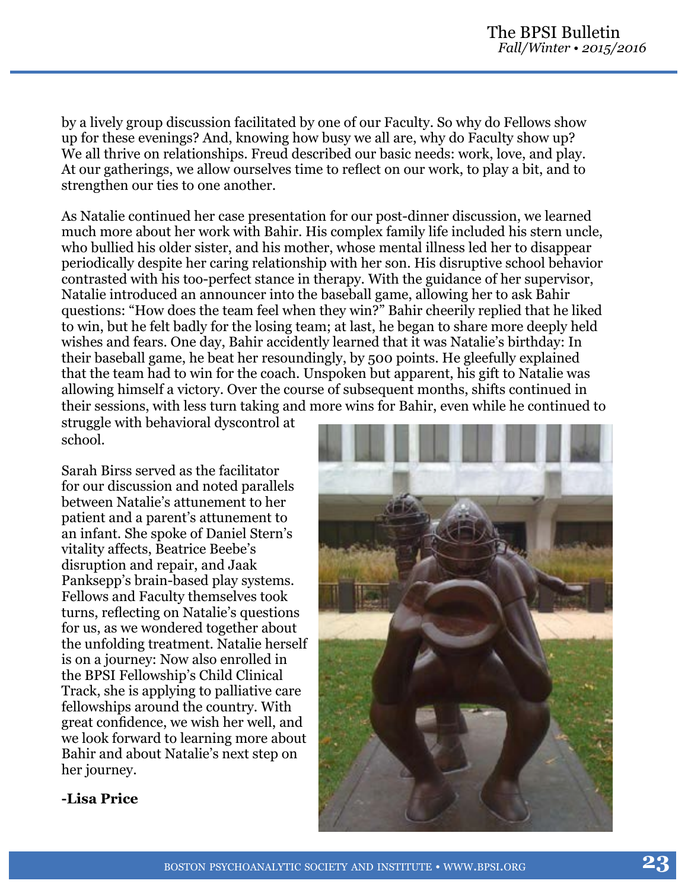by a lively group discussion facilitated by one of our Faculty. So why do Fellows show up for these evenings? And, knowing how busy we all are, why do Faculty show up? We all thrive on relationships. Freud described our basic needs: work, love, and play. At our gatherings, we allow ourselves time to reflect on our work, to play a bit, and to strengthen our ties to one another.

As Natalie continued her case presentation for our post-dinner discussion, we learned much more about her work with Bahir. His complex family life included his stern uncle, who bullied his older sister, and his mother, whose mental illness led her to disappear periodically despite her caring relationship with her son. His disruptive school behavior contrasted with his too-perfect stance in therapy. With the guidance of her supervisor, Natalie introduced an announcer into the baseball game, allowing her to ask Bahir questions: "How does the team feel when they win?" Bahir cheerily replied that he liked to win, but he felt badly for the losing team; at last, he began to share more deeply held wishes and fears. One day, Bahir accidently learned that it was Natalie's birthday: In their baseball game, he beat her resoundingly, by 500 points. He gleefully explained that the team had to win for the coach. Unspoken but apparent, his gift to Natalie was allowing himself a victory. Over the course of subsequent months, shifts continued in their sessions, with less turn taking and more wins for Bahir, even while he continued to struggle with behavioral dyscontrol at school.

Sarah Birss served as the facilitator for our discussion and noted parallels between Natalie's attunement to her patient and a parent's attunement to an infant. She spoke of Daniel Stern's vitality affects, Beatrice Beebe's disruption and repair, and Jaak Panksepp's brain-based play systems. Fellows and Faculty themselves took turns, reflecting on Natalie's questions for us, as we wondered together about the unfolding treatment. Natalie herself is on a journey: Now also enrolled in the BPSI Fellowship's Child Clinical Track, she is applying to palliative care fellowships around the country. With great confidence, we wish her well, and we look forward to learning more about Bahir and about Natalie's next step on her journey.

**-Lisa Price**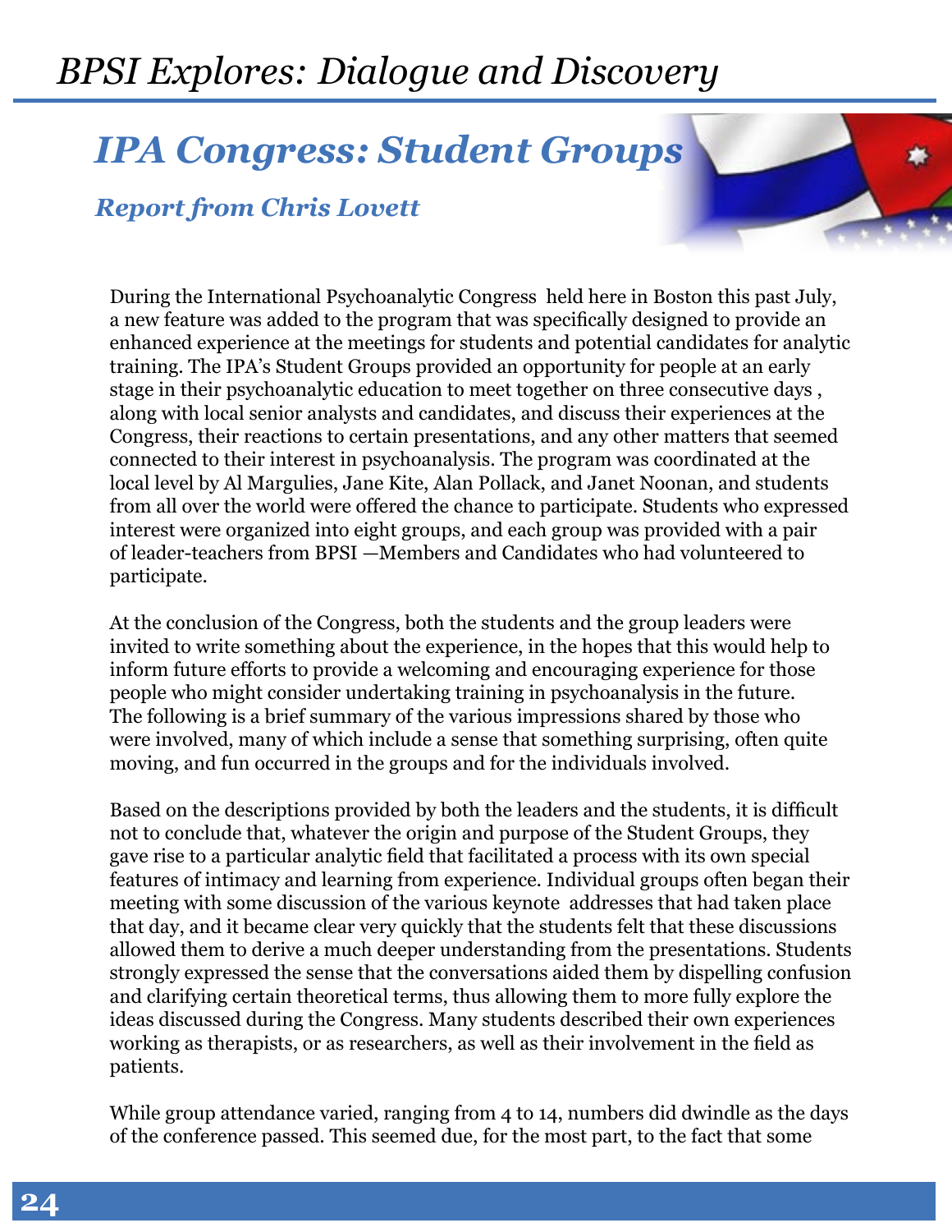## IPA Congress: Student Groups

### *Report from Chris Lovett*

During the International Psychoanalytic Congress held here in Boston this past July, a new feature was added to the program that was specifically designed to provide an enhanced experience at the meetings for students and potential candidates for analytic training. The IPA's Student Groups provided an opportunity for people at an early stage in their psychoanalytic education to meet together on three consecutive days , along with local senior analysts and candidates, and discuss their experiences at the Congress, their reactions to certain presentations, and any other matters that seemed connected to their interest in psychoanalysis. The program was coordinated at the local level by Al Margulies, Jane Kite, Alan Pollack, and Janet Noonan, and students from all over the world were offered the chance to participate. Students who expressed interest were organized into eight groups, and each group was provided with a pair of leader-teachers from BPSI —Members and Candidates who had volunteered to participate.

At the conclusion of the Congress, both the students and the group leaders were invited to write something about the experience, in the hopes that this would help to inform future efforts to provide a welcoming and encouraging experience for those people who might consider undertaking training in psychoanalysis in the future. The following is a brief summary of the various impressions shared by those who were involved, many of which include a sense that something surprising, often quite moving, and fun occurred in the groups and for the individuals involved.

Based on the descriptions provided by both the leaders and the students, it is difficult not to conclude that, whatever the origin and purpose of the Student Groups, they gave rise to a particular analytic field that facilitated a process with its own special features of intimacy and learning from experience. Individual groups often began their meeting with some discussion of the various keynote addresses that had taken place that day, and it became clear very quickly that the students felt that these discussions allowed them to derive a much deeper understanding from the presentations. Students strongly expressed the sense that the conversations aided them by dispelling confusion and clarifying certain theoretical terms, thus allowing them to more fully explore the ideas discussed during the Congress. Many students described their own experiences working as therapists, or as researchers, as well as their involvement in the field as patients.

While group attendance varied, ranging from 4 to 14, numbers did dwindle as the days of the conference passed. This seemed due, for the most part, to the fact that some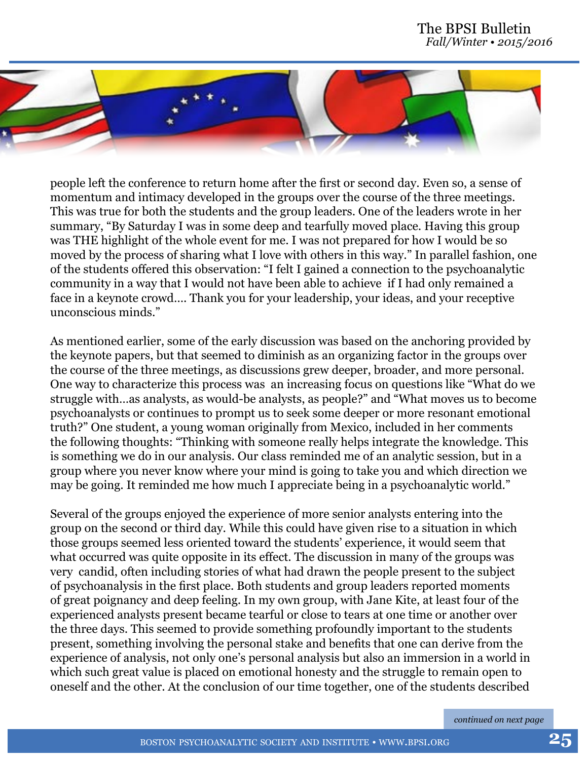people left the conference to return home after the first or second day. Even so, a sense of momentum and intimacy developed in the groups over the course of the three meetings. This was true for both the students and the group leaders. One of the leaders wrote in her summary, "By Saturday I was in some deep and tearfully moved place. Having this group was THE highlight of the whole event for me. I was not prepared for how I would be so moved by the process of sharing what I love with others in this way." In parallel fashion, one of the students offered this observation: "I felt I gained a connection to the psychoanalytic community in a way that I would not have been able to achieve if I had only remained a face in a keynote crowd.... Thank you for your leadership, your ideas, and your receptive unconscious minds."

As mentioned earlier, some of the early discussion was based on the anchoring provided by the keynote papers, but that seemed to diminish as an organizing factor in the groups over the course of the three meetings, as discussions grew deeper, broader, and more personal. One way to characterize this process was an increasing focus on questions like "What do we struggle with…as analysts, as would-be analysts, as people?" and "What moves us to become psychoanalysts or continues to prompt us to seek some deeper or more resonant emotional truth?" One student, a young woman originally from Mexico, included in her comments the following thoughts: "Thinking with someone really helps integrate the knowledge. This is something we do in our analysis. Our class reminded me of an analytic session, but in a group where you never know where your mind is going to take you and which direction we may be going. It reminded me how much I appreciate being in a psychoanalytic world."

Several of the groups enjoyed the experience of more senior analysts entering into the group on the second or third day. While this could have given rise to a situation in which those groups seemed less oriented toward the students' experience, it would seem that what occurred was quite opposite in its effect. The discussion in many of the groups was very candid, often including stories of what had drawn the people present to the subject of psychoanalysis in the first place. Both students and group leaders reported moments of great poignancy and deep feeling. In my own group, with Jane Kite, at least four of the experienced analysts present became tearful or close to tears at one time or another over the three days. This seemed to provide something profoundly important to the students present, something involving the personal stake and benefits that one can derive from the experience of analysis, not only one's personal analysis but also an immersion in a world in which such great value is placed on emotional honesty and the struggle to remain open to oneself and the other. At the conclusion of our time together, one of the students described

*continued on next page*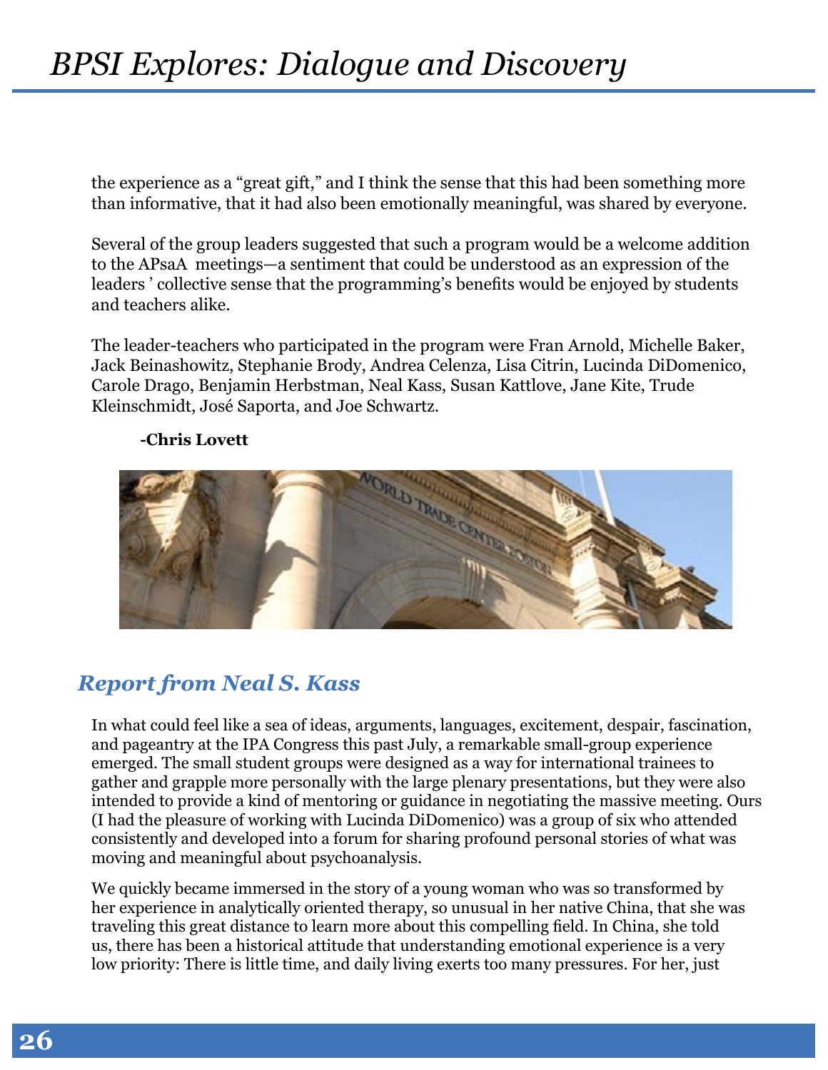the experience as a "great gift," and I think the sense that this had been something more than informative, that it had also been emotionally meaningful, was shared by everyone.

Several of the group leaders suggested that such a program would be a welcome addition to the APsaA meetings—a sentiment that could be understood as an expression of the leaders ' collective sense that the programming's benefits would be enjoyed by students and teachers alike.

The leader-teachers who participated in the program were Fran Arnold, Michelle Baker, Jack Beinashowitz, Stephanie Brody, Andrea Celenza, Lisa Citrin, Lucinda DiDomenico, Carole Drago, Benjamin Herbstman, Neal Kass, Susan Kattlove, Jane Kite, Trude Kleinschmidt, José Saporta, and Joe Schwartz.

**-Chris Lovett**

## *Report from Neal S. Kass*

In what could feel like a sea of ideas, arguments, languages, excitement, despair, fascination, and pageantry at the IPA Congress this past July, a remarkable small-group experience emerged. The small student groups were designed as a way for international trainees to gather and grapple more personally with the large plenary presentations, but they were also intended to provide a kind of mentoring or guidance in negotiating the massive meeting. Ours (I had the pleasure of working with Lucinda DiDomenico) was a group of six who attended consistently and developed into a forum for sharing profound personal stories of what was moving and meaningful about psychoanalysis.

We quickly became immersed in the story of a young woman who was so transformed by her experience in analytically oriented therapy, so unusual in her native China, that she was traveling this great distance to learn more about this compelling field. In China, she told us, there has been a historical attitude that understanding emotional experience is a very low priority: There is little time, and daily living exerts too many pressures. For her, just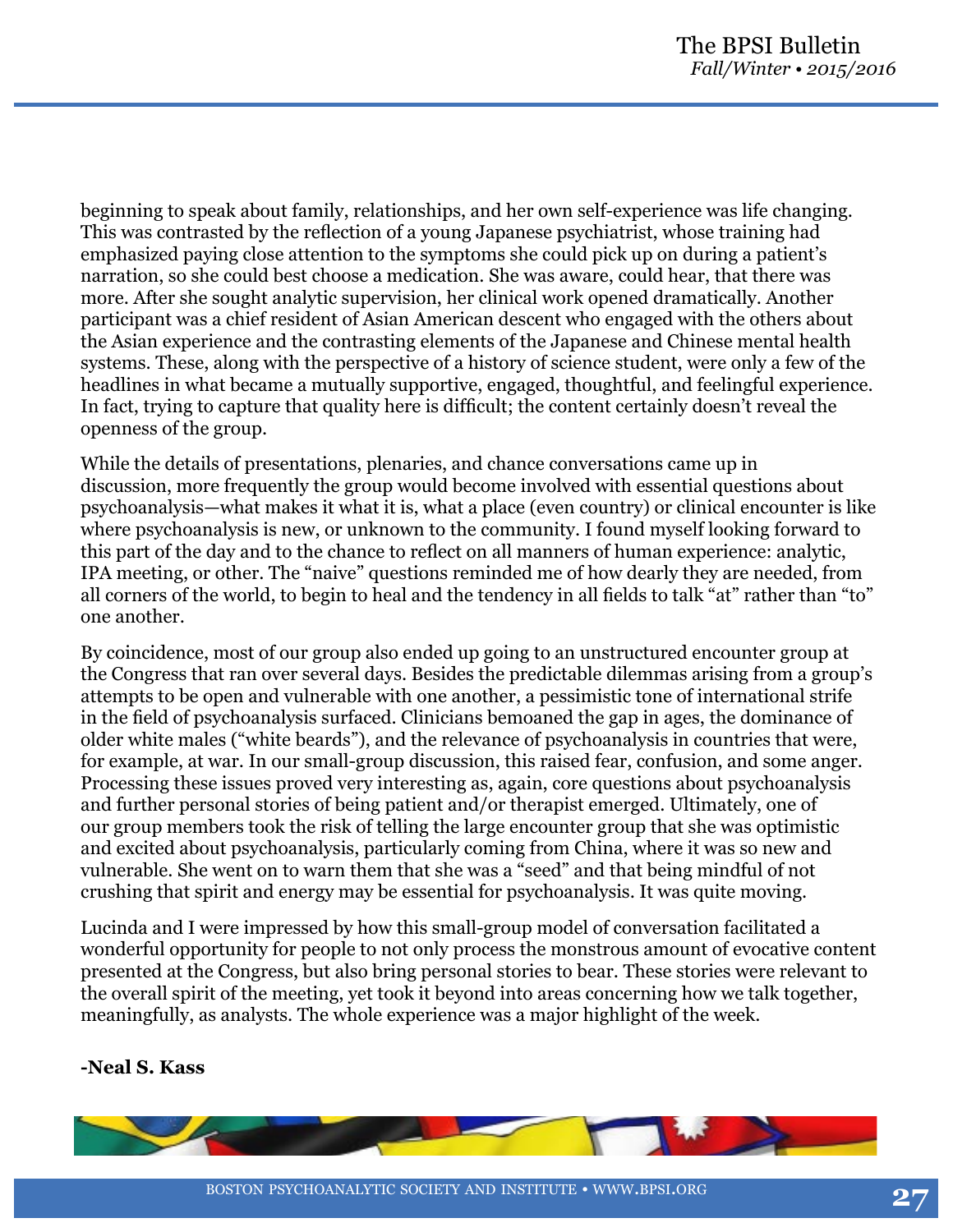beginning to speak about family, relationships, and her own self-experience was life changing. This was contrasted by the reflection of a young Japanese psychiatrist, whose training had emphasized paying close attention to the symptoms she could pick up on during a patient's narration, so she could best choose a medication. She was aware, could hear, that there was more. After she sought analytic supervision, her clinical work opened dramatically. Another participant was a chief resident of Asian American descent who engaged with the others about the Asian experience and the contrasting elements of the Japanese and Chinese mental health systems. These, along with the perspective of a history of science student, were only a few of the headlines in what became a mutually supportive, engaged, thoughtful, and feelingful experience. In fact, trying to capture that quality here is difficult; the content certainly doesn't reveal the openness of the group.

While the details of presentations, plenaries, and chance conversations came up in discussion, more frequently the group would become involved with essential questions about psychoanalysis—what makes it what it is, what a place (even country) or clinical encounter is like where psychoanalysis is new, or unknown to the community. I found myself looking forward to this part of the day and to the chance to reflect on all manners of human experience: analytic, IPA meeting, or other. The "naive" questions reminded me of how dearly they are needed, from all corners of the world, to begin to heal and the tendency in all fields to talk "at" rather than "to" one another.

By coincidence, most of our group also ended up going to an unstructured encounter group at the Congress that ran over several days. Besides the predictable dilemmas arising from a group's attempts to be open and vulnerable with one another, a pessimistic tone of international strife in the field of psychoanalysis surfaced. Clinicians bemoaned the gap in ages, the dominance of older white males ("white beards"), and the relevance of psychoanalysis in countries that were, for example, at war. In our small-group discussion, this raised fear, confusion, and some anger. Processing these issues proved very interesting as, again, core questions about psychoanalysis and further personal stories of being patient and/or therapist emerged. Ultimately, one of our group members took the risk of telling the large encounter group that she was optimistic and excited about psychoanalysis, particularly coming from China, where it was so new and vulnerable. She went on to warn them that she was a "seed" and that being mindful of not crushing that spirit and energy may be essential for psychoanalysis. It was quite moving.

Lucinda and I were impressed by how this small-group model of conversation facilitated a wonderful opportunity for people to not only process the monstrous amount of evocative content presented at the Congress, but also bring personal stories to bear. These stories were relevant to the overall spirit of the meeting, yet took it beyond into areas concerning how we talk together, meaningfully, as analysts. The whole experience was a major highlight of the week.

**-Neal S. Kass**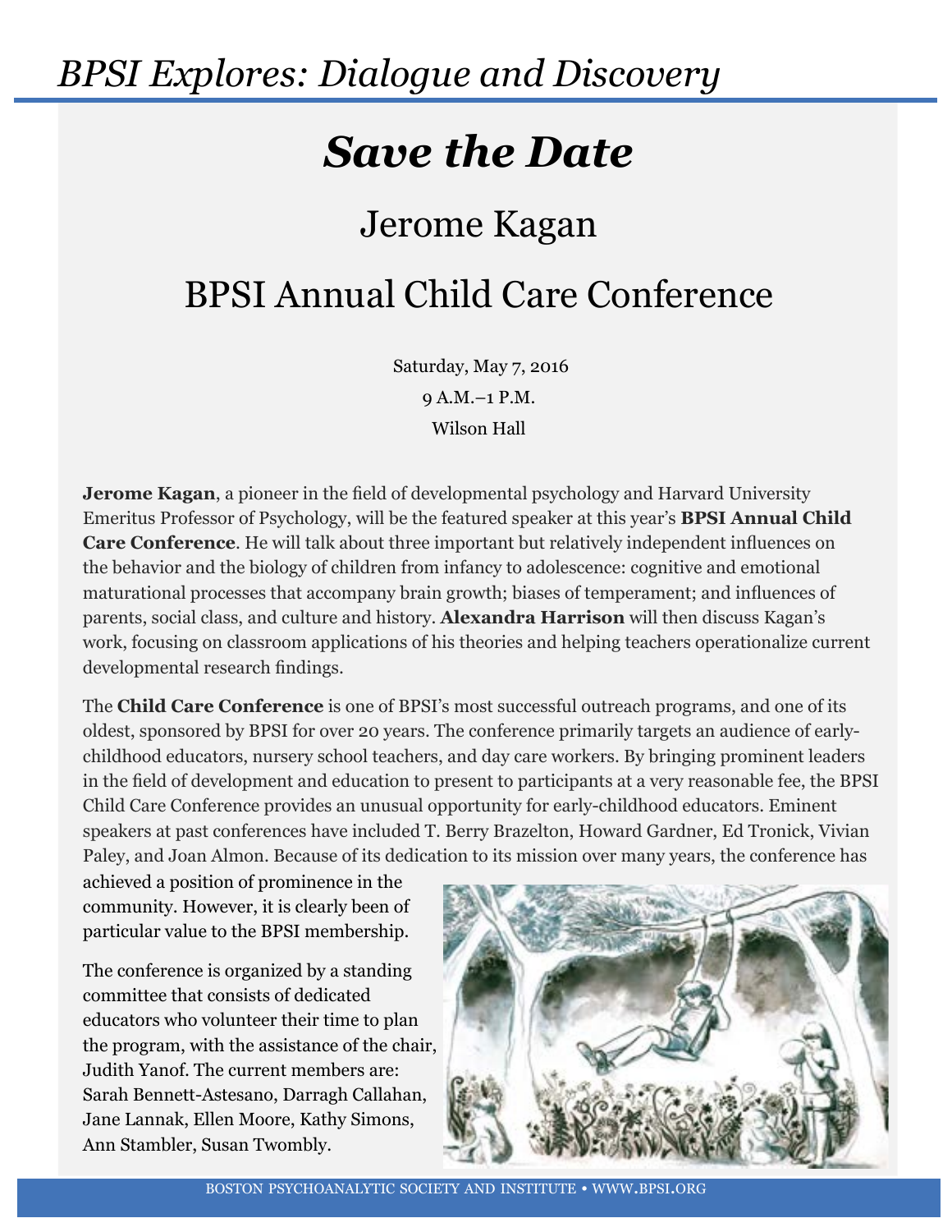*BPSI Explores: Dialogue and Discovery*

# *Save the Date*

## Jerome Kagan

## BPSI Annual Child Care Conference

Saturday, May 7, 2016

9 A.M.–1 P.M.

Wilson Hall

**Jerome Kagan**, a pioneer in the field of developmental psychology and Harvard University Emeritus Professor of Psychology, will be the featured speaker at this year's **BPSI Annual Child Care Conference**. He will talk about three important but relatively independent influences on the behavior and the biology of children from infancy to adolescence: cognitive and emotional maturational processes that accompany brain growth; biases of temperament; and influences of parents, social class, and culture and history. **Alexandra Harrison** will then discuss Kagan's work, focusing on classroom applications of his theories and helping teachers operationalize current developmental research findings.

The **Child Care Conference** is one of BPSI's most successful outreach programs, and one of its oldest, sponsored by BPSI for over 20 years. The conference primarily targets an audience of early-childhood educators, nursery school teachers, and day care workers. By bringing prominent leaders in the field of development and education to present to participants at a very reasonable fee, the BPSI Child Care Conference provides an unusual opportunity for early-childhood educators. Eminent speakers at past conferences have included T. Berry Brazelton, Howard Gardner, Ed Tronick, Vivian Paley, and Joan Almon. Because of its dedication to its mission over many years, the conference has achieved a position of prominence in the community. However, it is clearly been of particular value to the BPSI membership.

The conference is organized by a standing committee that consists of dedicated educators who volunteer their time to plan the program, with the assistance of the chair, Judith Yanof. The current members are: Sarah Bennett-Astesano, Darragh Callahan, Jane Lannak, Ellen Moore, Kathy Simons, Ann Stambler, Susan Twombly.

BOSTON PSYCHOANALYTIC SOCIETY AND INSTITUTE • WWW.BPSI.ORG